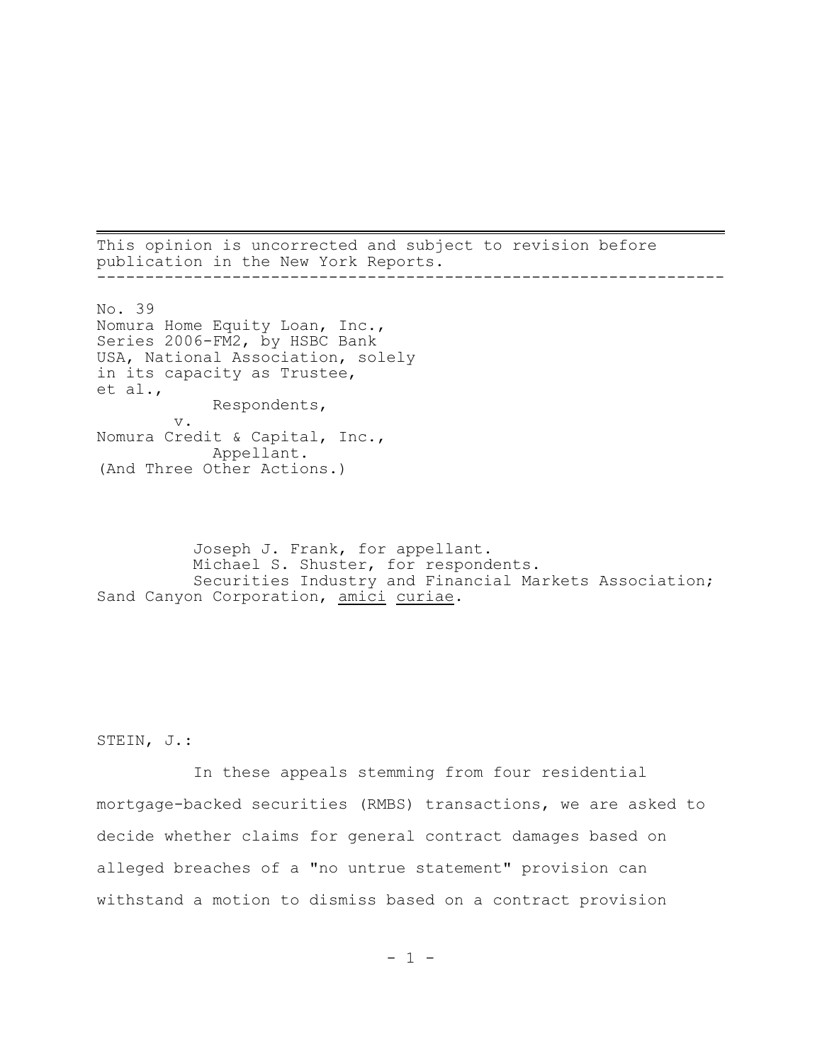This opinion is uncorrected and subject to revision before publication in the New York Reports.

---

No. 39
Nomura Home Equity Loan, Inc.,
Series 2006-FM2, by HSBC Bank
USA, National Association, solely
in its capacity as Trustee,
et al.,
Respondents,
v.
Nomura Credit & Capital, Inc.,
Appellant.
(And Three Other Actions.)

Joseph J. Frank, for appellant.
Michael S. Shuster, for respondents.
Securities Industry and Financial Markets Association; Sand Canyon Corporation, *amici curiae*.

STEIN, J.:

In these appeals stemming from four residential mortgage-backed securities (RMBS) transactions, we are asked to decide whether claims for general contract damages based on alleged breaches of a "no untrue statement" provision can withstand a motion to dismiss based on a contract provision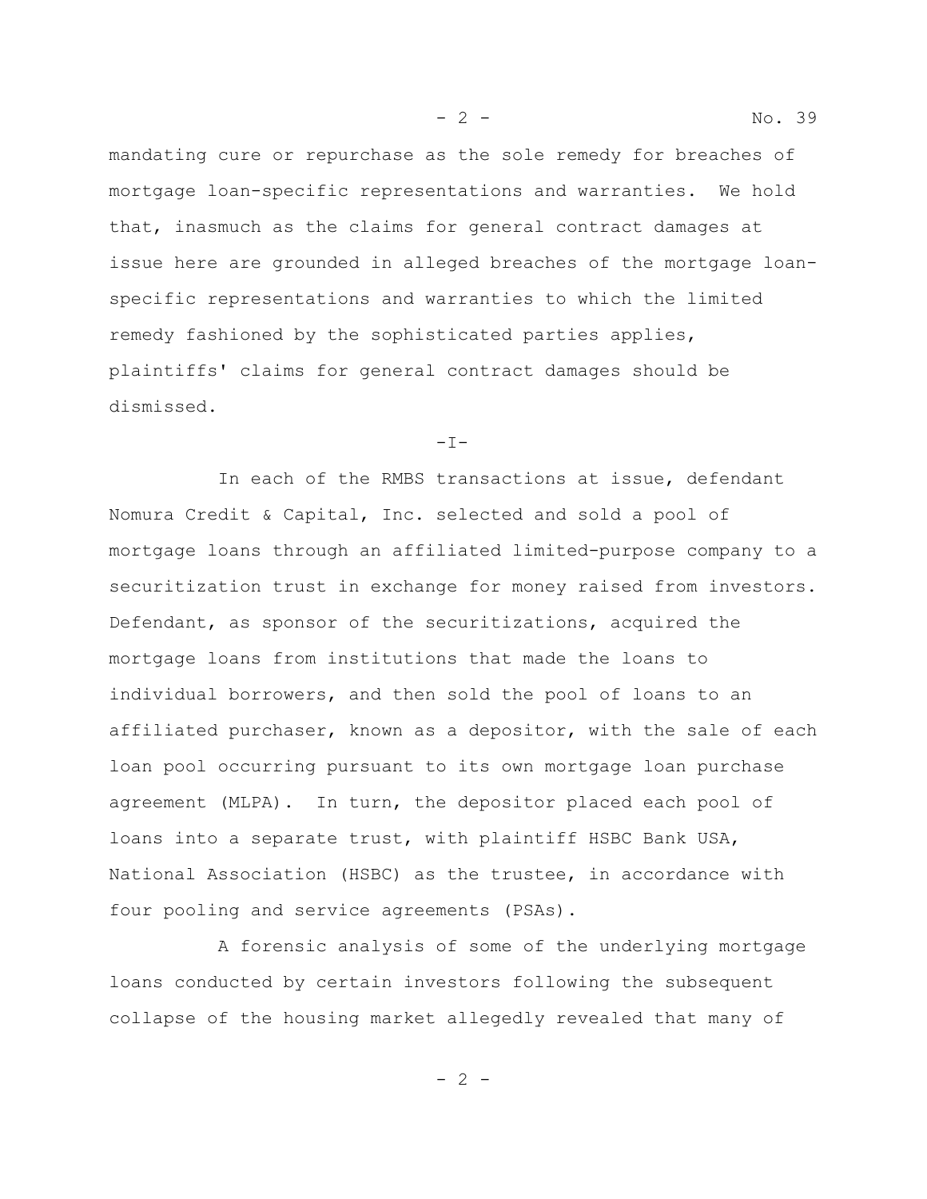mandating cure or repurchase as the sole remedy for breaches of mortgage loan-specific representations and warranties. We hold that, inasmuch as the claims for general contract damages at issue here are grounded in alleged breaches of the mortgage loan-specific representations and warranties to which the limited remedy fashioned by the sophisticated parties applies, plaintiffs' claims for general contract damages should be dismissed.

## -I-

In each of the RMBS transactions at issue, defendant Nomura Credit & Capital, Inc. selected and sold a pool of mortgage loans through an affiliated limited-purpose company to a securitization trust in exchange for money raised from investors. Defendant, as sponsor of the securitizations, acquired the mortgage loans from institutions that made the loans to individual borrowers, and then sold the pool of loans to an affiliated purchaser, known as a depositor, with the sale of each loan pool occurring pursuant to its own mortgage loan purchase agreement (MLPA). In turn, the depositor placed each pool of loans into a separate trust, with plaintiff HSBC Bank USA, National Association (HSBC) as the trustee, in accordance with four pooling and service agreements (PSAs).

A forensic analysis of some of the underlying mortgage loans conducted by certain investors following the subsequent collapse of the housing market allegedly revealed that many of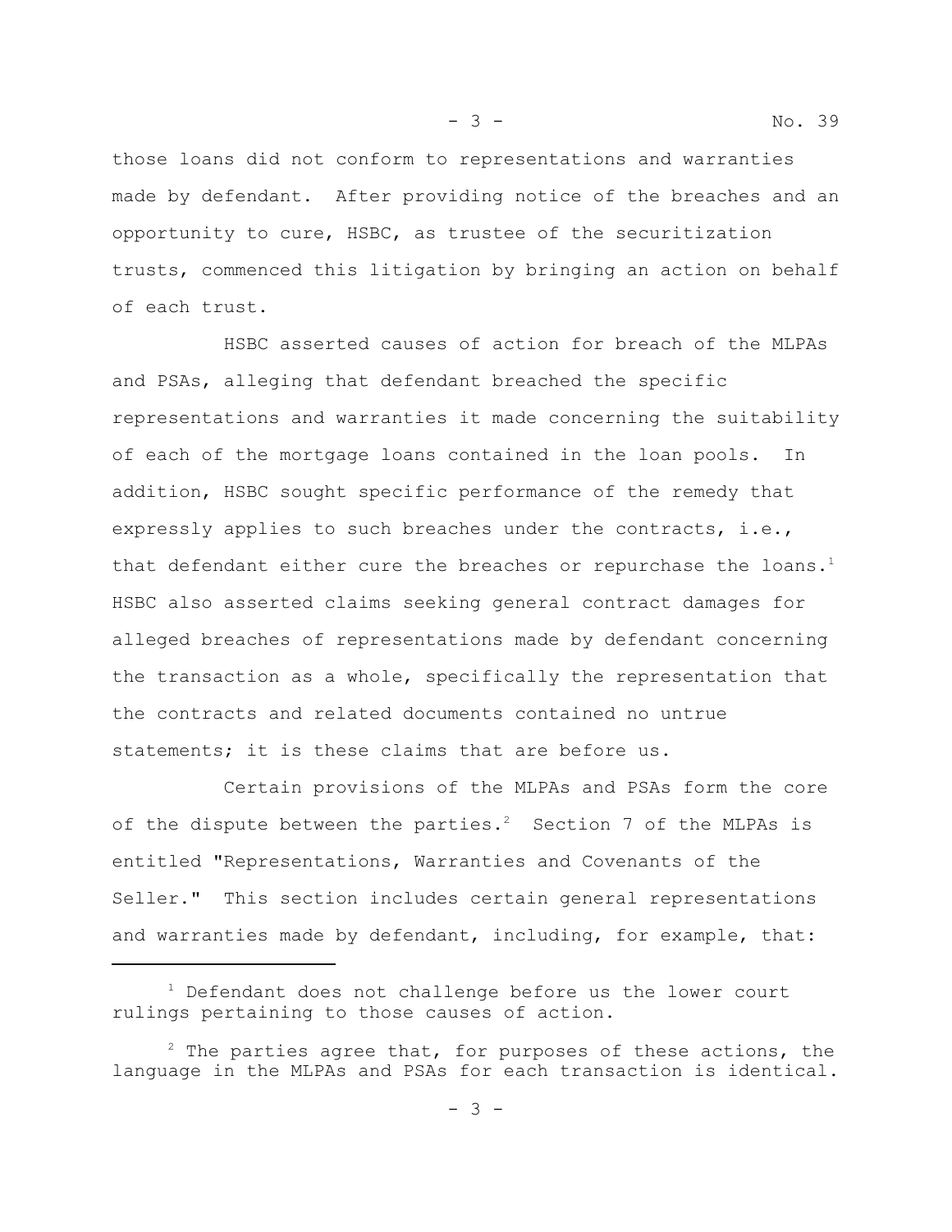those loans did not conform to representations and warranties made by defendant. After providing notice of the breaches and an opportunity to cure, HSBC, as trustee of the securitization trusts, commenced this litigation by bringing an action on behalf of each trust.

HSBC asserted causes of action for breach of the MLPAs and PSAs, alleging that defendant breached the specific representations and warranties it made concerning the suitability of each of the mortgage loans contained in the loan pools. In addition, HSBC sought specific performance of the remedy that expressly applies to such breaches under the contracts, i.e., that defendant either cure the breaches or repurchase the loans.[1] HSBC also asserted claims seeking general contract damages for alleged breaches of representations made by defendant concerning the transaction as a whole, specifically the representation that the contracts and related documents contained no untrue statements; it is these claims that are before us.

Certain provisions of the MLPAs and PSAs form the core of the dispute between the parties.[2] Section 7 of the MLPAs is entitled "Representations, Warranties and Covenants of the Seller." This section includes certain general representations and warranties made by defendant, including, for example, that:

---

[1] Defendant does not challenge before us the lower court rulings pertaining to those causes of action.

[2] The parties agree that, for purposes of these actions, the language in the MLPAs and PSAs for each transaction is identical.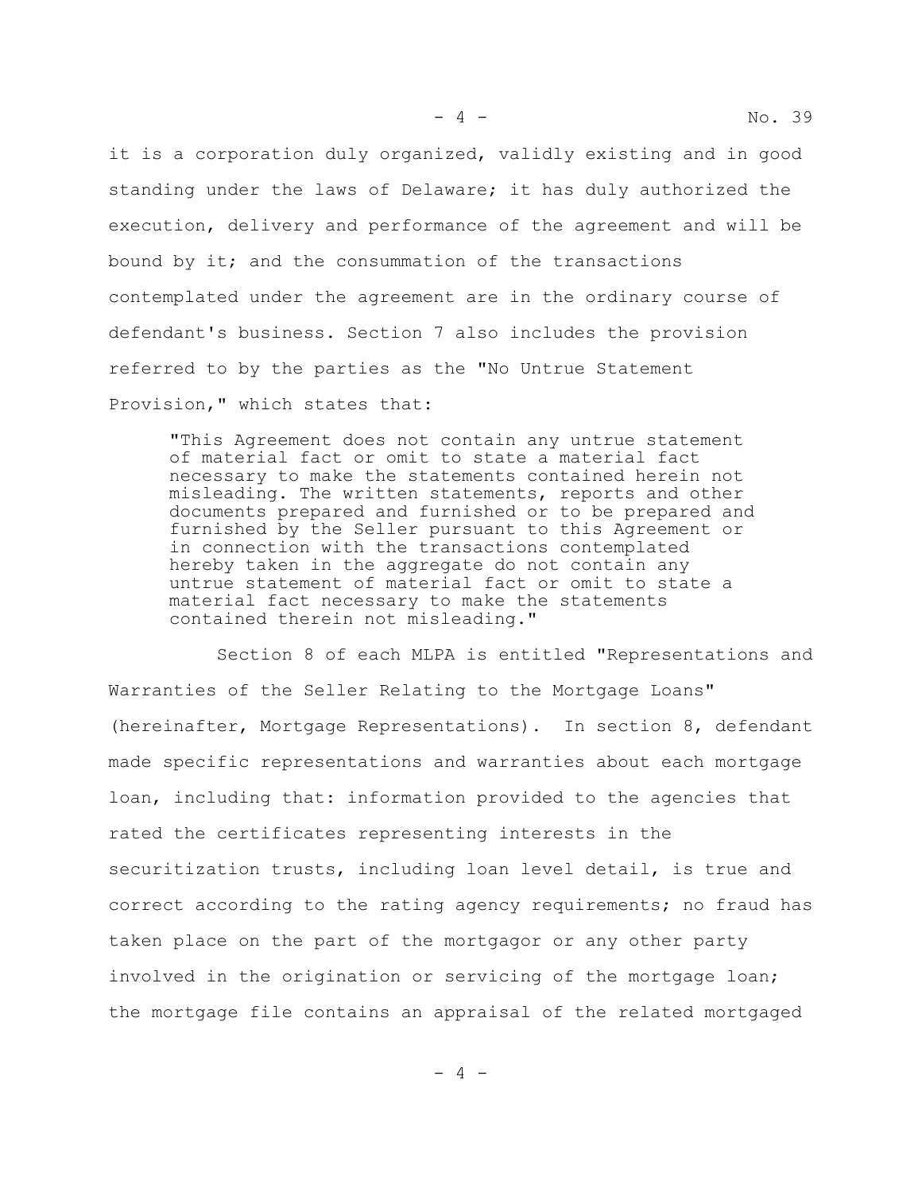it is a corporation duly organized, validly existing and in good standing under the laws of Delaware; it has duly authorized the execution, delivery and performance of the agreement and will be bound by it; and the consummation of the transactions contemplated under the agreement are in the ordinary course of defendant's business. Section 7 also includes the provision referred to by the parties as the "No Untrue Statement Provision," which states that:

> "This Agreement does not contain any untrue statement of material fact or omit to state a material fact necessary to make the statements contained herein not misleading. The written statements, reports and other documents prepared and furnished or to be prepared and furnished by the Seller pursuant to this Agreement or in connection with the transactions contemplated hereby taken in the aggregate do not contain any untrue statement of material fact or omit to state a material fact necessary to make the statements contained therein not misleading."

Section 8 of each MLPA is entitled "Representations and Warranties of the Seller Relating to the Mortgage Loans" (hereinafter, Mortgage Representations). In section 8, defendant made specific representations and warranties about each mortgage loan, including that: information provided to the agencies that rated the certificates representing interests in the securitization trusts, including loan level detail, is true and correct according to the rating agency requirements; no fraud has taken place on the part of the mortgagor or any other party involved in the origination or servicing of the mortgage loan; the mortgage file contains an appraisal of the related mortgaged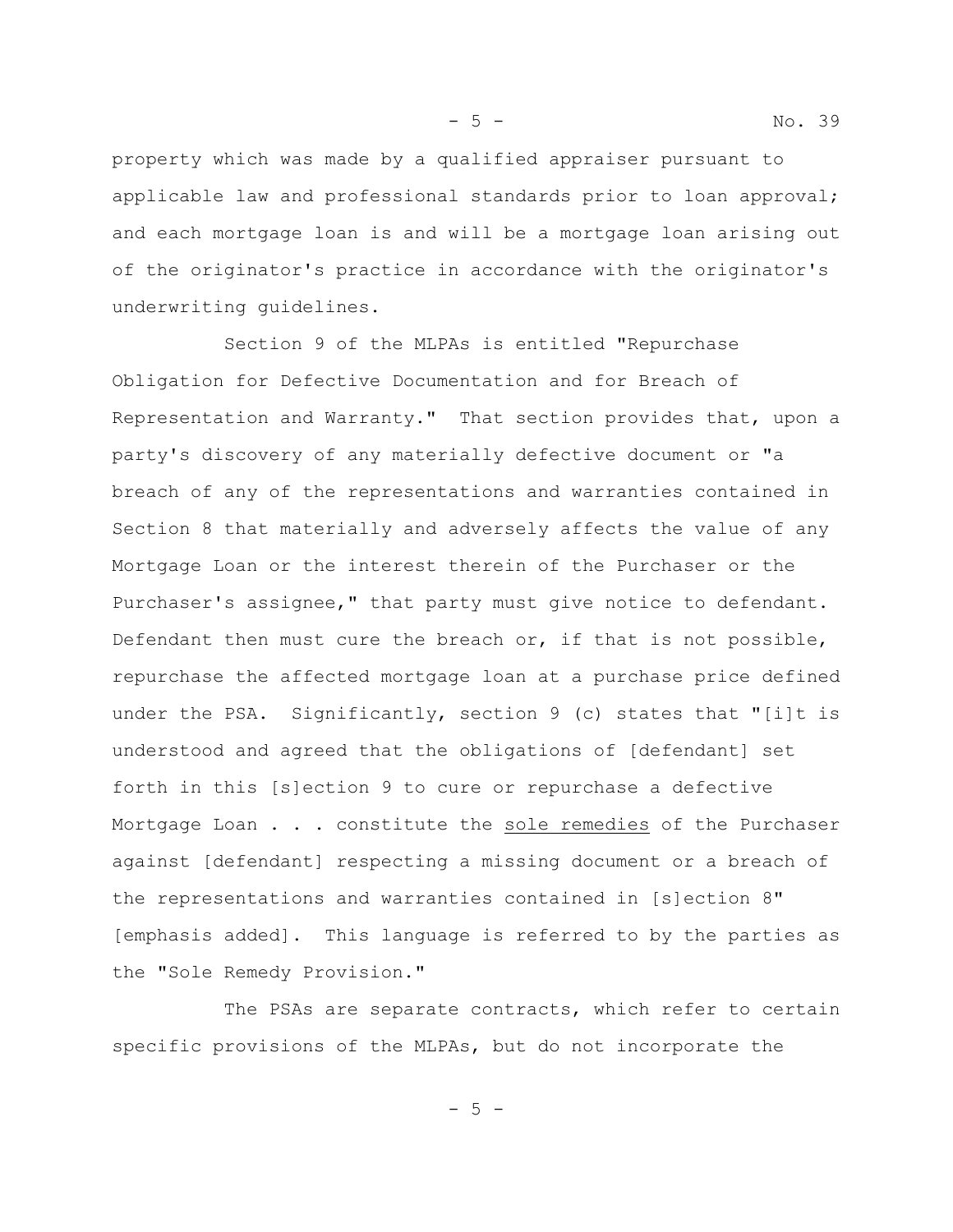property which was made by a qualified appraiser pursuant to applicable law and professional standards prior to loan approval; and each mortgage loan is and will be a mortgage loan arising out of the originator's practice in accordance with the originator's underwriting guidelines.

Section 9 of the MLPAs is entitled "Repurchase Obligation for Defective Documentation and for Breach of Representation and Warranty." That section provides that, upon a party's discovery of any materially defective document or "a breach of any of the representations and warranties contained in Section 8 that materially and adversely affects the value of any Mortgage Loan or the interest therein of the Purchaser or the Purchaser's assignee," that party must give notice to defendant. Defendant then must cure the breach or, if that is not possible, repurchase the affected mortgage loan at a purchase price defined under the PSA. Significantly, section 9 (c) states that "[i]t is understood and agreed that the obligations of [defendant] set forth in this [s]ection 9 to cure or repurchase a defective Mortgage Loan . . . constitute the <u>sole remedies</u> of the Purchaser against [defendant] respecting a missing document or a breach of the representations and warranties contained in [s]ection 8" [emphasis added]. This language is referred to by the parties as the "Sole Remedy Provision."

The PSAs are separate contracts, which refer to certain specific provisions of the MLPAs, but do not incorporate the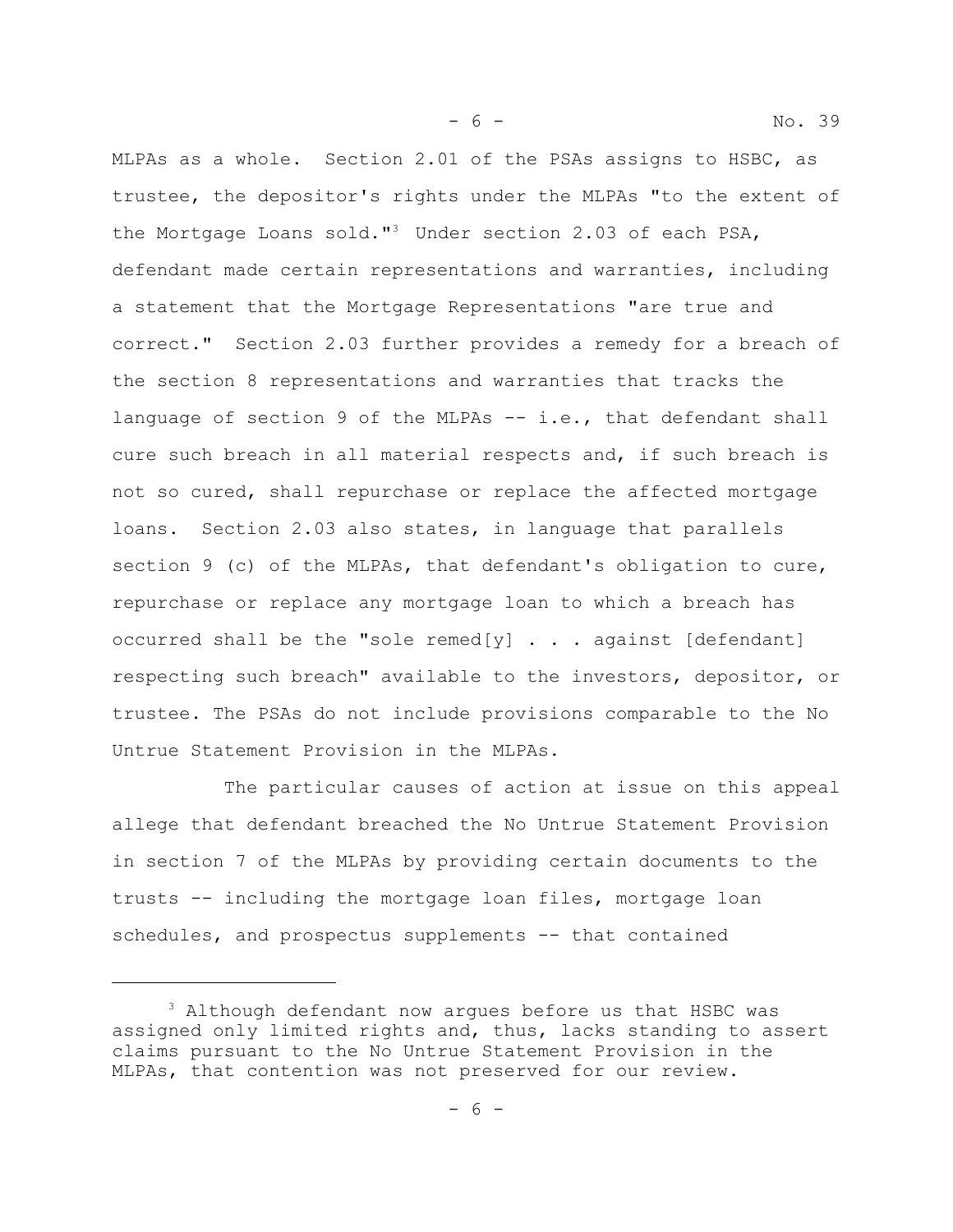MLPAs as a whole. Section 2.01 of the PSAs assigns to HSBC, as trustee, the depositor's rights under the MLPAs "to the extent of the Mortgage Loans sold."[3] Under section 2.03 of each PSA, defendant made certain representations and warranties, including a statement that the Mortgage Representations "are true and correct." Section 2.03 further provides a remedy for a breach of the section 8 representations and warranties that tracks the language of section 9 of the MLPAs -- i.e., that defendant shall cure such breach in all material respects and, if such breach is not so cured, shall repurchase or replace the affected mortgage loans. Section 2.03 also states, in language that parallels section 9 (c) of the MLPAs, that defendant's obligation to cure, repurchase or replace any mortgage loan to which a breach has occurred shall be the "sole remed[y] . . . against [defendant] respecting such breach" available to the investors, depositor, or trustee. The PSAs do not include provisions comparable to the No Untrue Statement Provision in the MLPAs.

The particular causes of action at issue on this appeal allege that defendant breached the No Untrue Statement Provision in section 7 of the MLPAs by providing certain documents to the trusts -- including the mortgage loan files, mortgage loan schedules, and prospectus supplements -- that contained

---

[3] Although defendant now argues before us that HSBC was assigned only limited rights and, thus, lacks standing to assert claims pursuant to the No Untrue Statement Provision in the MLPAs, that contention was not preserved for our review.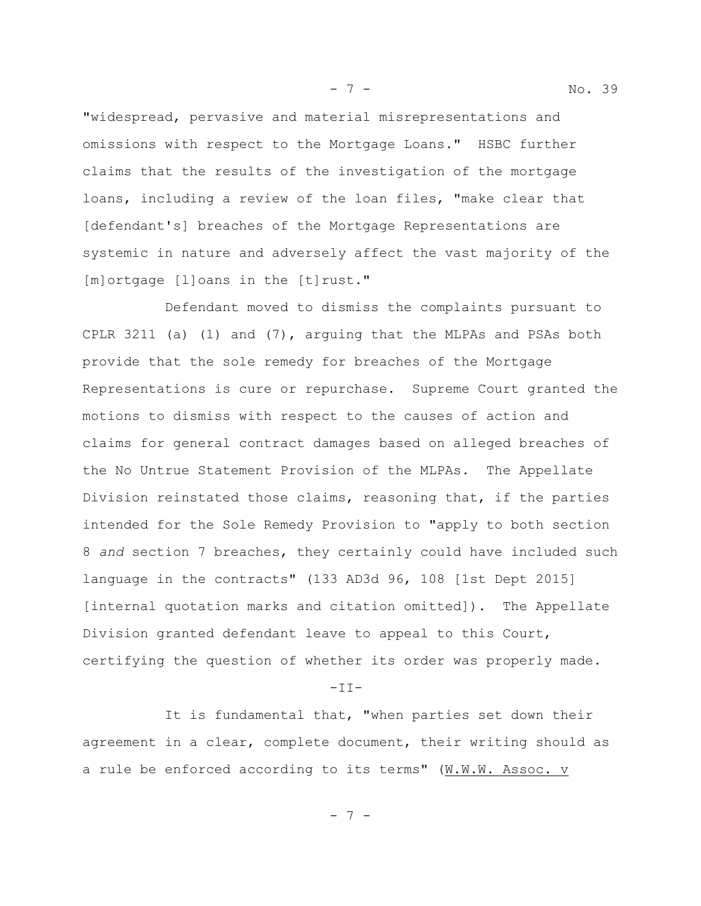"widespread, pervasive and material misrepresentations and omissions with respect to the Mortgage Loans." HSBC further claims that the results of the investigation of the mortgage loans, including a review of the loan files, "make clear that [defendant's] breaches of the Mortgage Representations are systemic in nature and adversely affect the vast majority of the [m]ortgage [l]oans in the [t]rust."

Defendant moved to dismiss the complaints pursuant to CPLR 3211 (a) (1) and (7), arguing that the MLPAs and PSAs both provide that the sole remedy for breaches of the Mortgage Representations is cure or repurchase. Supreme Court granted the motions to dismiss with respect to the causes of action and claims for general contract damages based on alleged breaches of the No Untrue Statement Provision of the MLPAs. The Appellate Division reinstated those claims, reasoning that, if the parties intended for the Sole Remedy Provision to "apply to both section 8 *and* section 7 breaches, they certainly could have included such language in the contracts" (133 AD3d 96, 108 [1st Dept 2015] [internal quotation marks and citation omitted]). The Appellate Division granted defendant leave to appeal to this Court, certifying the question of whether its order was properly made.

## -II-

It is fundamental that, "when parties set down their agreement in a clear, complete document, their writing should as a rule be enforced according to its terms" (W.W.W. Assoc. v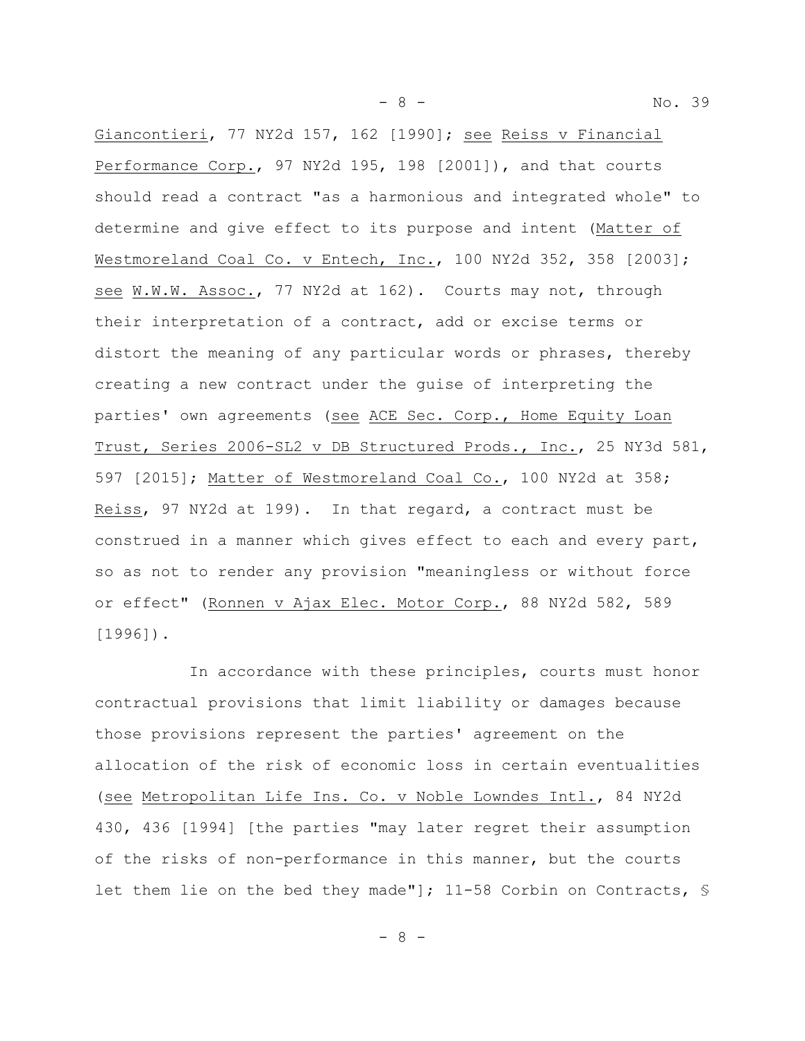Giancontieri, 77 NY2d 157, 162 [1990]; see Reiss v Financial Performance Corp., 97 NY2d 195, 198 [2001]), and that courts should read a contract "as a harmonious and integrated whole" to determine and give effect to its purpose and intent (Matter of Westmoreland Coal Co. v Entech, Inc., 100 NY2d 352, 358 [2003]; see W.W.W. Assoc., 77 NY2d at 162). Courts may not, through their interpretation of a contract, add or excise terms or distort the meaning of any particular words or phrases, thereby creating a new contract under the guise of interpreting the parties' own agreements (see ACE Sec. Corp., Home Equity Loan Trust, Series 2006-SL2 v DB Structured Prods., Inc., 25 NY3d 581, 597 [2015]; Matter of Westmoreland Coal Co., 100 NY2d at 358; Reiss, 97 NY2d at 199). In that regard, a contract must be construed in a manner which gives effect to each and every part, so as not to render any provision "meaningless or without force or effect" (Ronnen v Ajax Elec. Motor Corp., 88 NY2d 582, 589 [1996]).

In accordance with these principles, courts must honor contractual provisions that limit liability or damages because those provisions represent the parties' agreement on the allocation of the risk of economic loss in certain eventualities (see Metropolitan Life Ins. Co. v Noble Lowndes Intl., 84 NY2d 430, 436 [1994] [the parties "may later regret their assumption of the risks of non-performance in this manner, but the courts let them lie on the bed they made"]; 11-58 Corbin on Contracts, §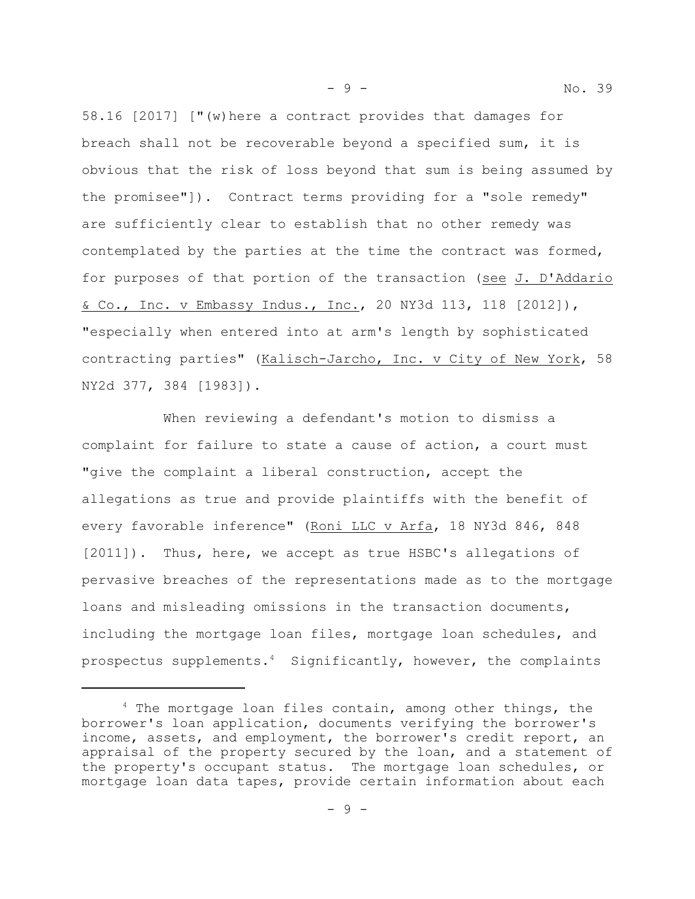58.16 [2017] ["(w)here a contract provides that damages for breach shall not be recoverable beyond a specified sum, it is obvious that the risk of loss beyond that sum is being assumed by the promisee"]). Contract terms providing for a "sole remedy" are sufficiently clear to establish that no other remedy was contemplated by the parties at the time the contract was formed, for purposes of that portion of the transaction (see J. D'Addario & Co., Inc. v Embassy Indus., Inc., 20 NY3d 113, 118 [2012]), "especially when entered into at arm's length by sophisticated contracting parties" (Kalisch-Jarcho, Inc. v City of New York, 58 NY2d 377, 384 [1983]).

When reviewing a defendant's motion to dismiss a complaint for failure to state a cause of action, a court must "give the complaint a liberal construction, accept the allegations as true and provide plaintiffs with the benefit of every favorable inference" (Roni LLC v Arfa, 18 NY3d 846, 848 [2011]). Thus, here, we accept as true HSBC's allegations of pervasive breaches of the representations made as to the mortgage loans and misleading omissions in the transaction documents, including the mortgage loan files, mortgage loan schedules, and prospectus supplements.[4] Significantly, however, the complaints

[4] The mortgage loan files contain, among other things, the borrower's loan application, documents verifying the borrower's income, assets, and employment, the borrower's credit report, an appraisal of the property secured by the loan, and a statement of the property's occupant status. The mortgage loan schedules, or mortgage loan data tapes, provide certain information about each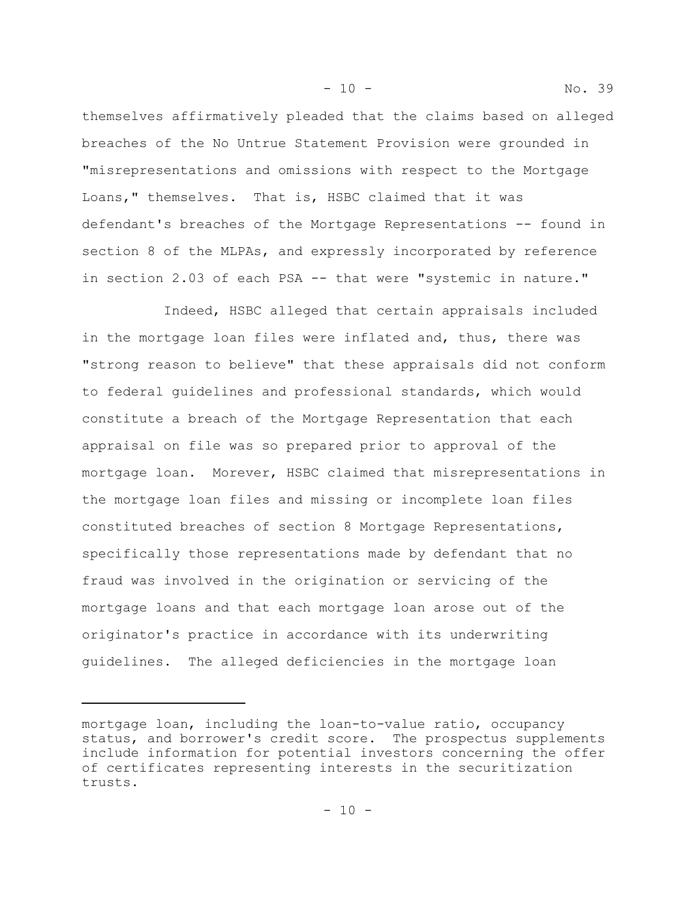themselves affirmatively pleaded that the claims based on alleged breaches of the No Untrue Statement Provision were grounded in "misrepresentations and omissions with respect to the Mortgage Loans," themselves. That is, HSBC claimed that it was defendant's breaches of the Mortgage Representations -- found in section 8 of the MLPAs, and expressly incorporated by reference in section 2.03 of each PSA -- that were "systemic in nature."

Indeed, HSBC alleged that certain appraisals included in the mortgage loan files were inflated and, thus, there was "strong reason to believe" that these appraisals did not conform to federal guidelines and professional standards, which would constitute a breach of the Mortgage Representation that each appraisal on file was so prepared prior to approval of the mortgage loan. Morever, HSBC claimed that misrepresentations in the mortgage loan files and missing or incomplete loan files constituted breaches of section 8 Mortgage Representations, specifically those representations made by defendant that no fraud was involved in the origination or servicing of the mortgage loans and that each mortgage loan arose out of the originator's practice in accordance with its underwriting guidelines. The alleged deficiencies in the mortgage loan

---

mortgage loan, including the loan-to-value ratio, occupancy status, and borrower's credit score. The prospectus supplements include information for potential investors concerning the offer of certificates representing interests in the securitization trusts.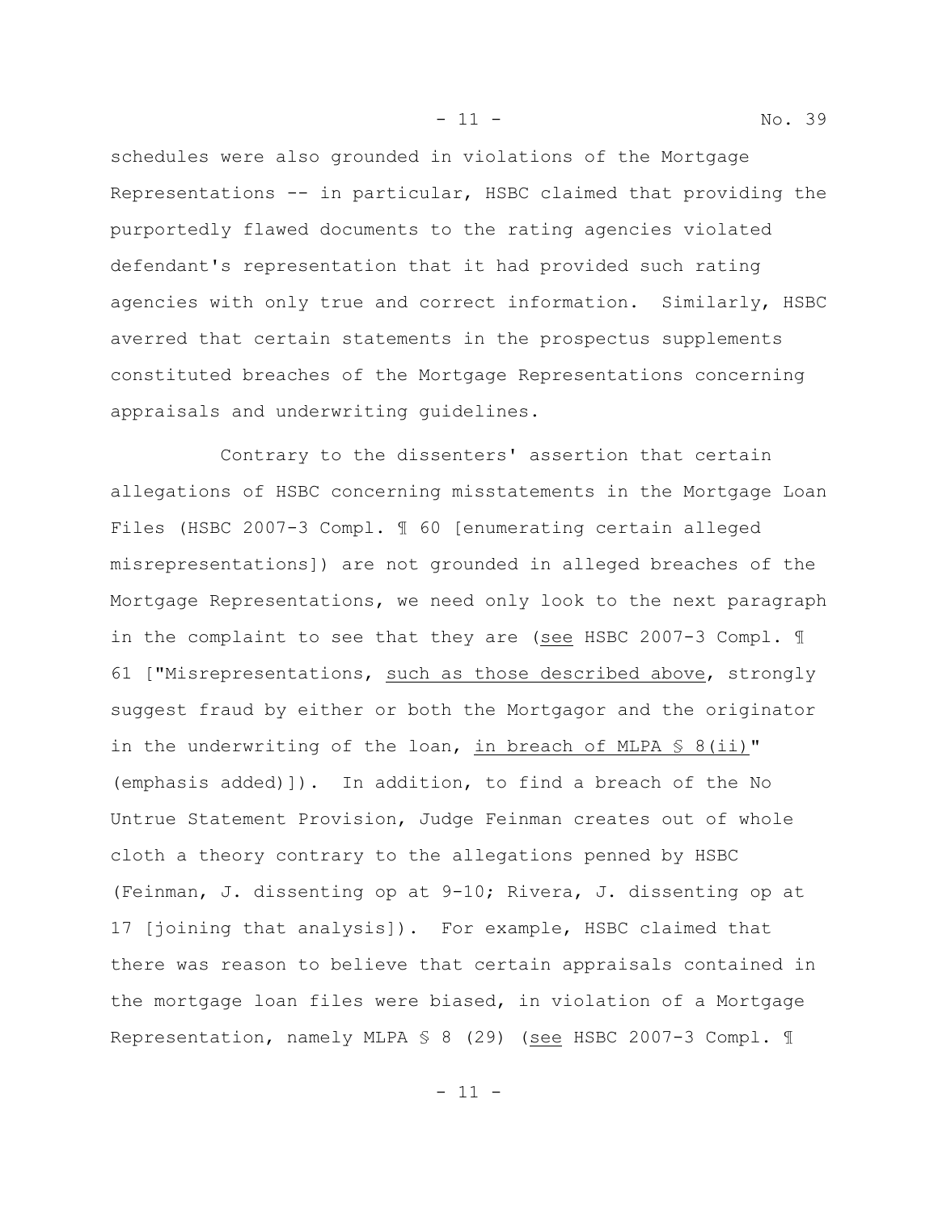schedules were also grounded in violations of the Mortgage Representations -- in particular, HSBC claimed that providing the purportedly flawed documents to the rating agencies violated defendant's representation that it had provided such rating agencies with only true and correct information. Similarly, HSBC averred that certain statements in the prospectus supplements constituted breaches of the Mortgage Representations concerning appraisals and underwriting guidelines.

Contrary to the dissenters' assertion that certain allegations of HSBC concerning misstatements in the Mortgage Loan Files (HSBC 2007-3 Compl. ¶ 60 [enumerating certain alleged misrepresentations]) are not grounded in alleged breaches of the Mortgage Representations, we need only look to the next paragraph in the complaint to see that they are (<u>see</u> HSBC 2007-3 Compl. ¶ 61 ["Misrepresentations, <u>such as those described above</u>, strongly suggest fraud by either or both the Mortgagor and the originator in the underwriting of the loan, <u>in breach of MLPA § 8(ii)</u>" (emphasis added)]). In addition, to find a breach of the No Untrue Statement Provision, Judge Feinman creates out of whole cloth a theory contrary to the allegations penned by HSBC (Feinman, J. dissenting op at 9-10; Rivera, J. dissenting op at 17 [joining that analysis]). For example, HSBC claimed that there was reason to believe that certain appraisals contained in the mortgage loan files were biased, in violation of a Mortgage Representation, namely MLPA § 8 (29) (<u>see</u> HSBC 2007-3 Compl. ¶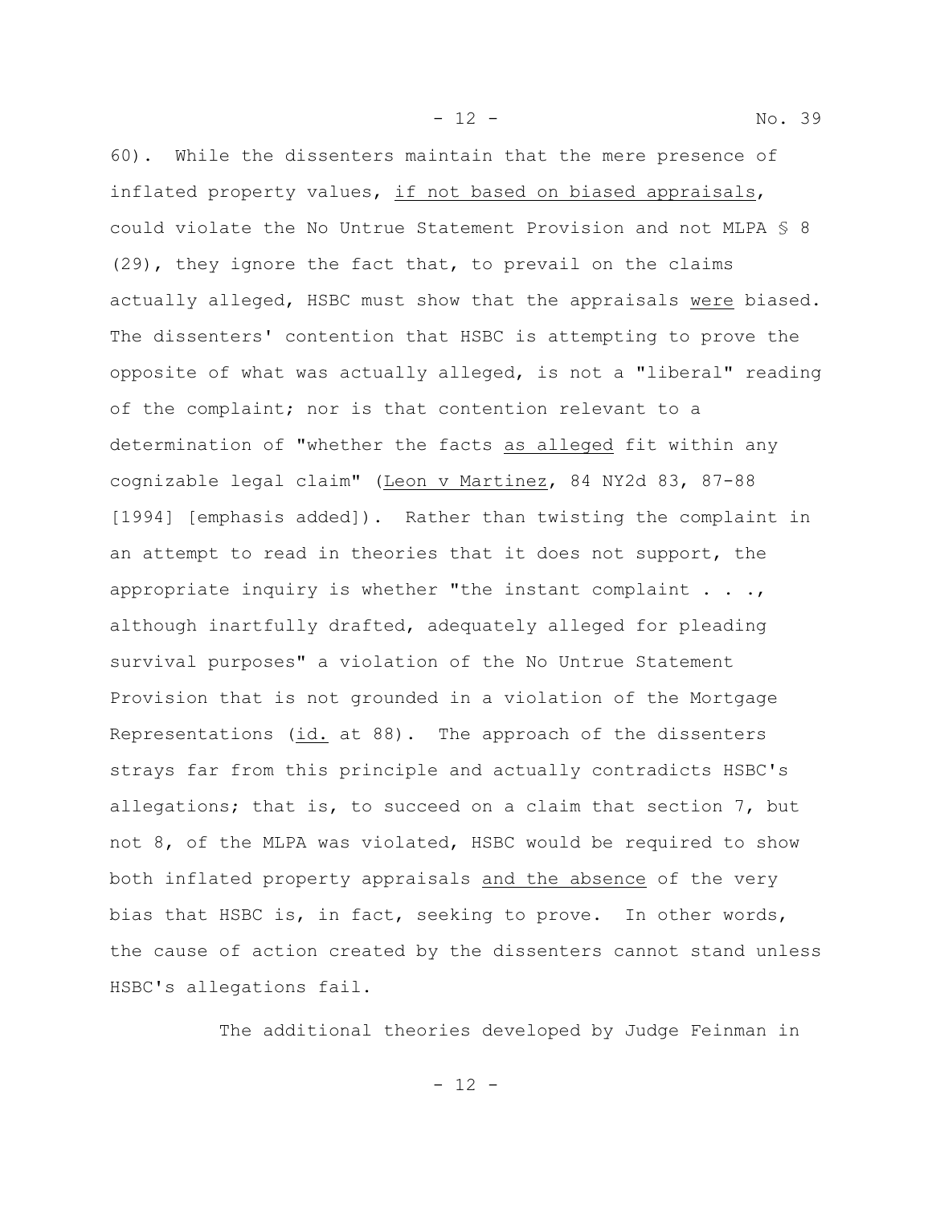60). While the dissenters maintain that the mere presence of inflated property values, _if not based on biased appraisals_, could violate the No Untrue Statement Provision and not MLPA § 8 (29), they ignore the fact that, to prevail on the claims actually alleged, HSBC must show that the appraisals _were_ biased. The dissenters' contention that HSBC is attempting to prove the opposite of what was actually alleged, is not a "liberal" reading of the complaint; nor is that contention relevant to a determination of "whether the facts _as alleged_ fit within any cognizable legal claim" (_Leon v Martinez_, 84 NY2d 83, 87-88 [1994] [emphasis added]). Rather than twisting the complaint in an attempt to read in theories that it does not support, the appropriate inquiry is whether "the instant complaint . . ., although inartfully drafted, adequately alleged for pleading survival purposes" a violation of the No Untrue Statement Provision that is not grounded in a violation of the Mortgage Representations (_id._ at 88). The approach of the dissenters strays far from this principle and actually contradicts HSBC's allegations; that is, to succeed on a claim that section 7, but not 8, of the MLPA was violated, HSBC would be required to show both inflated property appraisals _and the absence_ of the very bias that HSBC is, in fact, seeking to prove. In other words, the cause of action created by the dissenters cannot stand unless HSBC's allegations fail.

The additional theories developed by Judge Feinman in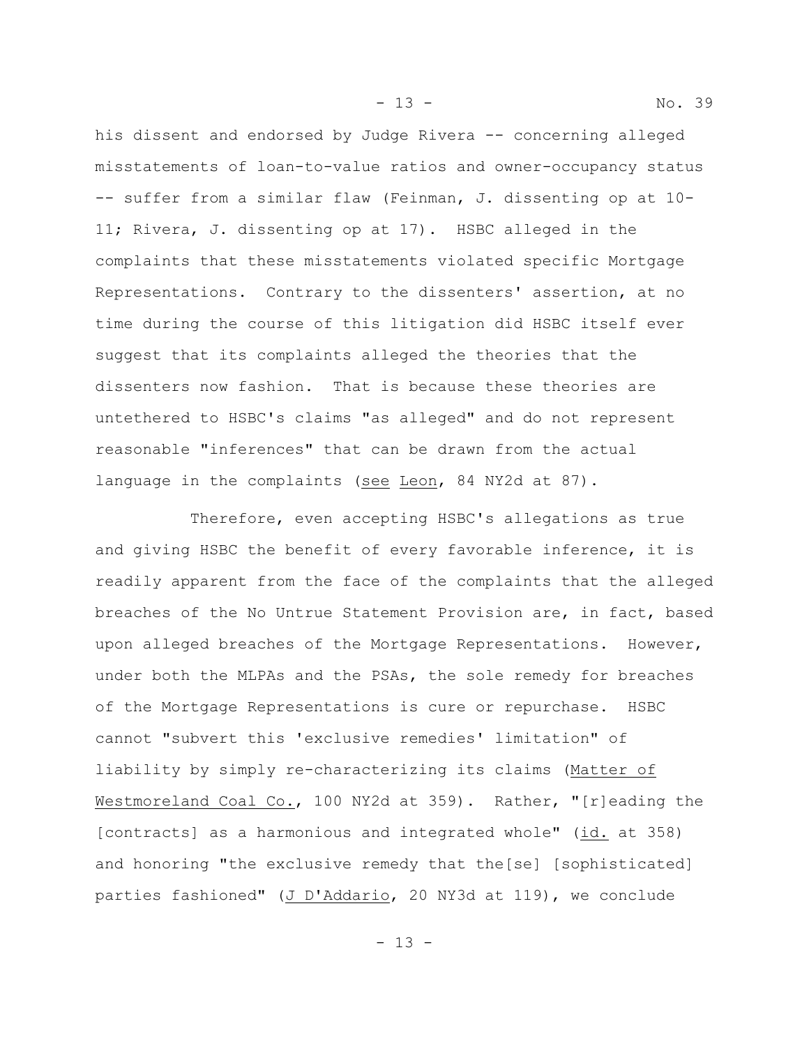his dissent and endorsed by Judge Rivera -- concerning alleged misstatements of loan-to-value ratios and owner-occupancy status -- suffer from a similar flaw (Feinman, J. dissenting op at 10-11; Rivera, J. dissenting op at 17). HSBC alleged in the complaints that these misstatements violated specific Mortgage Representations. Contrary to the dissenters' assertion, at no time during the course of this litigation did HSBC itself ever suggest that its complaints alleged the theories that the dissenters now fashion. That is because these theories are untethered to HSBC's claims "as alleged" and do not represent reasonable "inferences" that can be drawn from the actual language in the complaints (see Leon, 84 NY2d at 87).

Therefore, even accepting HSBC's allegations as true and giving HSBC the benefit of every favorable inference, it is readily apparent from the face of the complaints that the alleged breaches of the No Untrue Statement Provision are, in fact, based upon alleged breaches of the Mortgage Representations. However, under both the MLPAs and the PSAs, the sole remedy for breaches of the Mortgage Representations is cure or repurchase. HSBC cannot "subvert this 'exclusive remedies' limitation" of liability by simply re-characterizing its claims (Matter of Westmoreland Coal Co., 100 NY2d at 359). Rather, "[r]eading the [contracts] as a harmonious and integrated whole" (id. at 358) and honoring "the exclusive remedy that the[se] [sophisticated] parties fashioned" (J D'Addario, 20 NY3d at 119), we conclude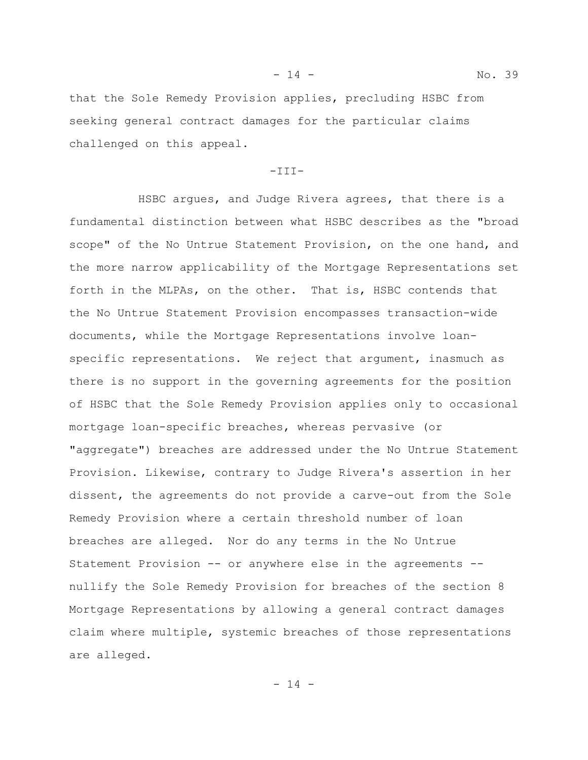that the Sole Remedy Provision applies, precluding HSBC from seeking general contract damages for the particular claims challenged on this appeal.

-III-

HSBC argues, and Judge Rivera agrees, that there is a fundamental distinction between what HSBC describes as the "broad scope" of the No Untrue Statement Provision, on the one hand, and the more narrow applicability of the Mortgage Representations set forth in the MLPAs, on the other. That is, HSBC contends that the No Untrue Statement Provision encompasses transaction-wide documents, while the Mortgage Representations involve loan-specific representations. We reject that argument, inasmuch as there is no support in the governing agreements for the position of HSBC that the Sole Remedy Provision applies only to occasional mortgage loan-specific breaches, whereas pervasive (or "aggregate") breaches are addressed under the No Untrue Statement Provision. Likewise, contrary to Judge Rivera's assertion in her dissent, the agreements do not provide a carve-out from the Sole Remedy Provision where a certain threshold number of loan breaches are alleged. Nor do any terms in the No Untrue Statement Provision -- or anywhere else in the agreements -- nullify the Sole Remedy Provision for breaches of the section 8 Mortgage Representations by allowing a general contract damages claim where multiple, systemic breaches of those representations are alleged.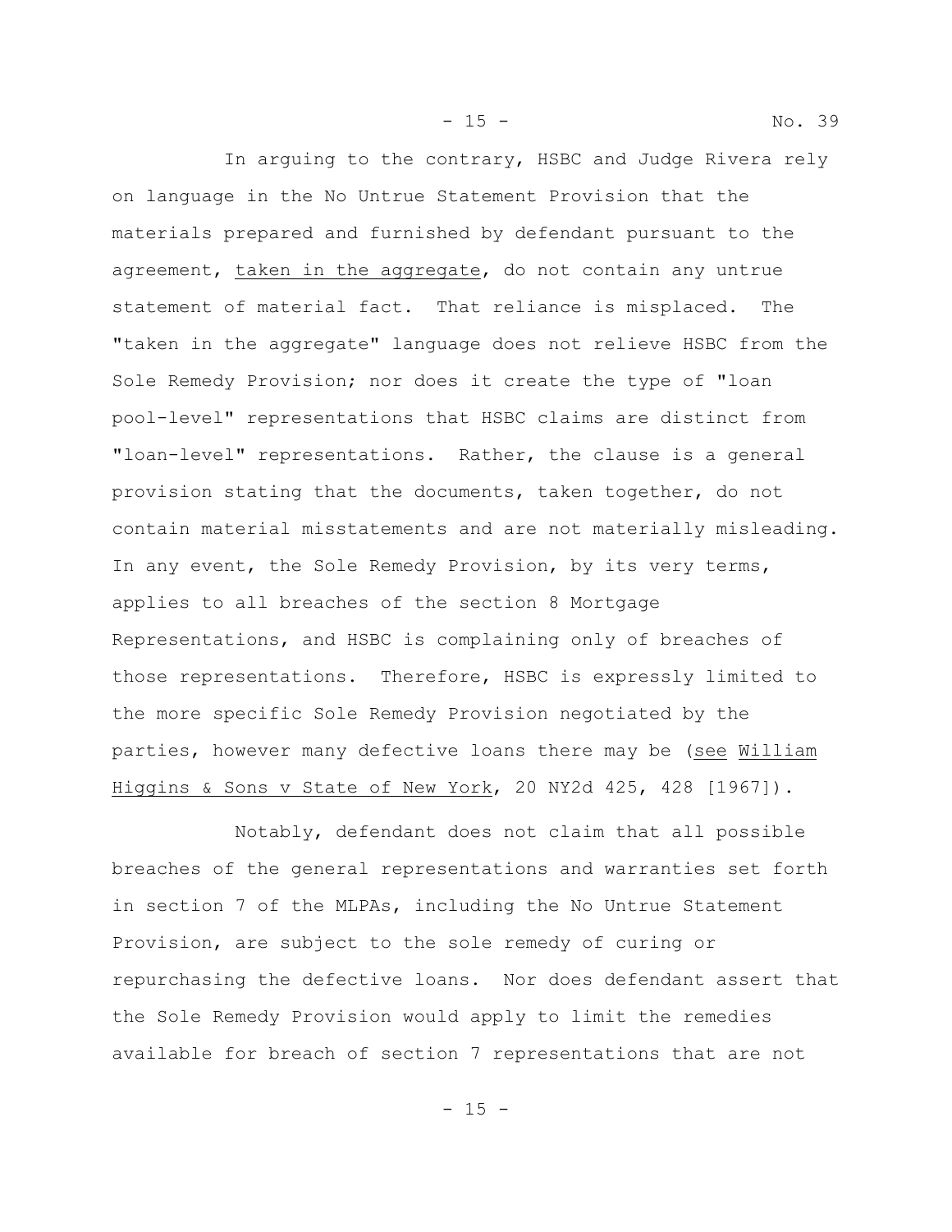In arguing to the contrary, HSBC and Judge Rivera rely on language in the No Untrue Statement Provision that the materials prepared and furnished by defendant pursuant to the agreement, taken in the aggregate, do not contain any untrue statement of material fact. That reliance is misplaced. The "taken in the aggregate" language does not relieve HSBC from the Sole Remedy Provision; nor does it create the type of "loan pool-level" representations that HSBC claims are distinct from "loan-level" representations. Rather, the clause is a general provision stating that the documents, taken together, do not contain material misstatements and are not materially misleading. In any event, the Sole Remedy Provision, by its very terms, applies to all breaches of the section 8 Mortgage Representations, and HSBC is complaining only of breaches of those representations. Therefore, HSBC is expressly limited to the more specific Sole Remedy Provision negotiated by the parties, however many defective loans there may be (*see* *William Higgins & Sons v State of New York*, 20 NY2d 425, 428 [1967]).

Notably, defendant does not claim that all possible breaches of the general representations and warranties set forth in section 7 of the MLPAs, including the No Untrue Statement Provision, are subject to the sole remedy of curing or repurchasing the defective loans. Nor does defendant assert that the Sole Remedy Provision would apply to limit the remedies available for breach of section 7 representations that are not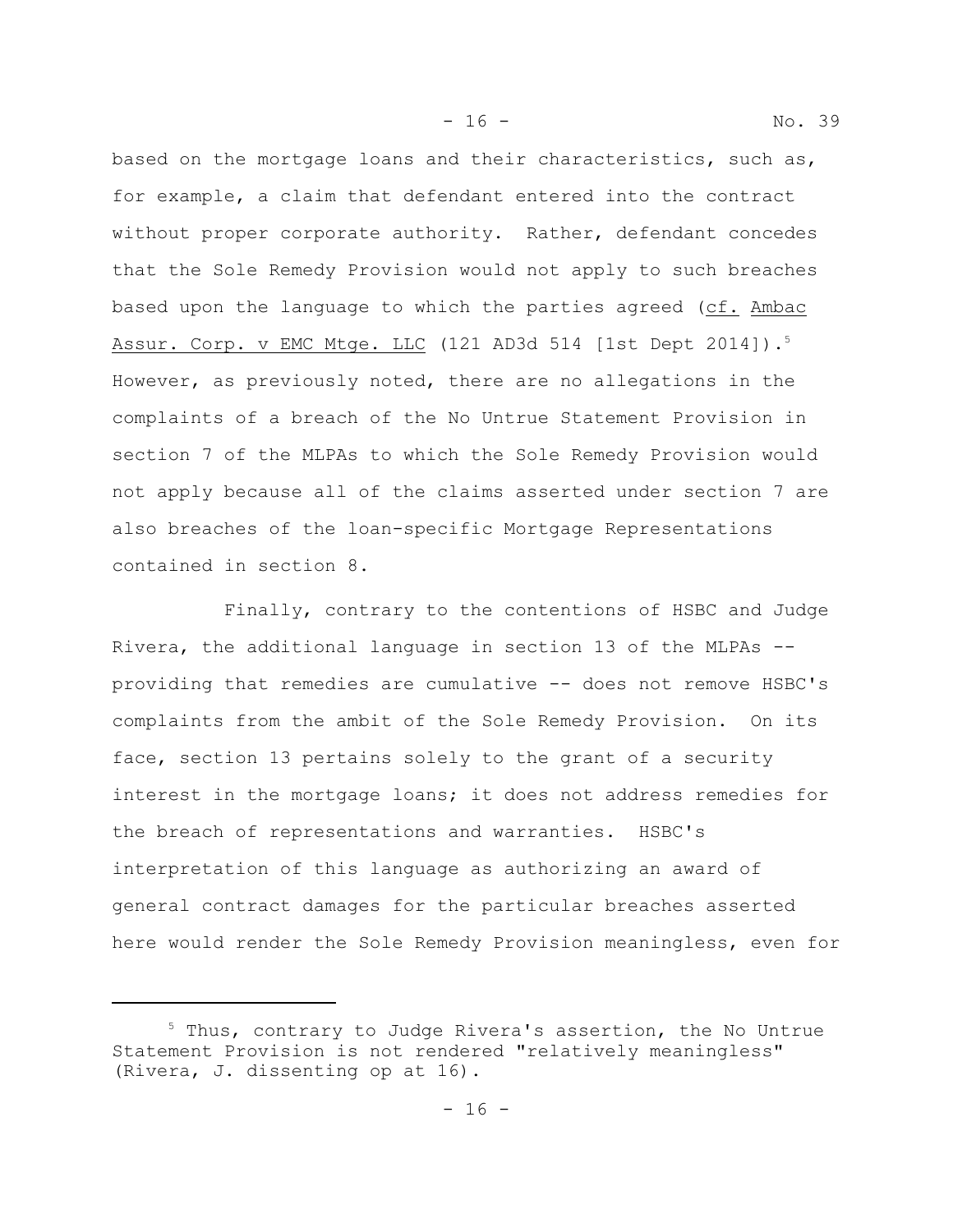based on the mortgage loans and their characteristics, such as, for example, a claim that defendant entered into the contract without proper corporate authority. Rather, defendant concedes that the Sole Remedy Provision would not apply to such breaches based upon the language to which the parties agreed (cf. Ambac Assur. Corp. v EMC Mtge. LLC (121 AD3d 514 [1st Dept 2014]).[5] However, as previously noted, there are no allegations in the complaints of a breach of the No Untrue Statement Provision in section 7 of the MLPAs to which the Sole Remedy Provision would not apply because all of the claims asserted under section 7 are also breaches of the loan-specific Mortgage Representations contained in section 8.

Finally, contrary to the contentions of HSBC and Judge Rivera, the additional language in section 13 of the MLPAs -- providing that remedies are cumulative -- does not remove HSBC's complaints from the ambit of the Sole Remedy Provision. On its face, section 13 pertains solely to the grant of a security interest in the mortgage loans; it does not address remedies for the breach of representations and warranties. HSBC's interpretation of this language as authorizing an award of general contract damages for the particular breaches asserted here would render the Sole Remedy Provision meaningless, even for

---

[5] Thus, contrary to Judge Rivera's assertion, the No Untrue Statement Provision is not rendered "relatively meaningless" (Rivera, J. dissenting op at 16).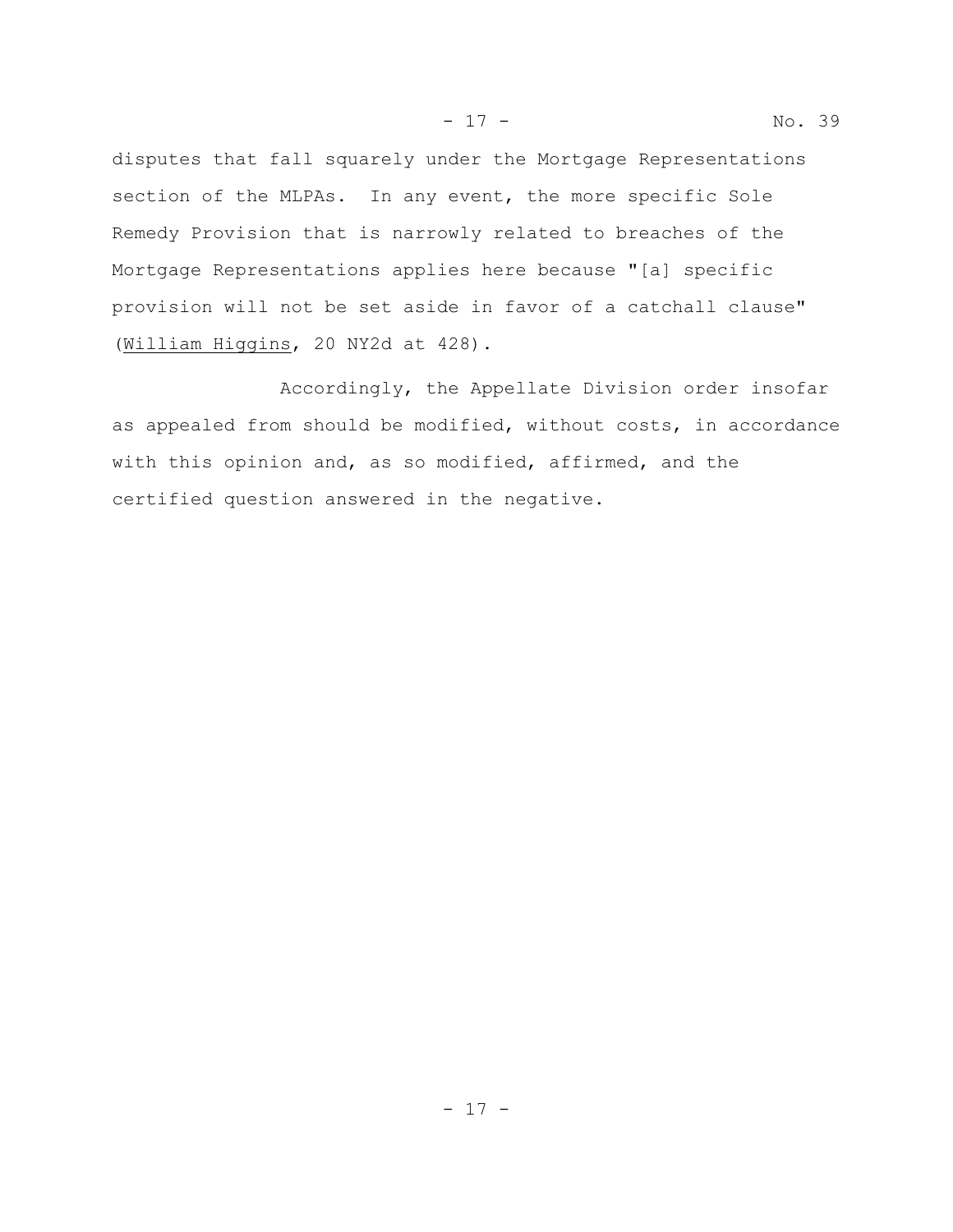disputes that fall squarely under the Mortgage Representations section of the MLPAs. In any event, the more specific Sole Remedy Provision that is narrowly related to breaches of the Mortgage Representations applies here because "[a] specific provision will not be set aside in favor of a catchall clause" (William Higgins, 20 NY2d at 428).

Accordingly, the Appellate Division order insofar as appealed from should be modified, without costs, in accordance with this opinion and, as so modified, affirmed, and the certified question answered in the negative.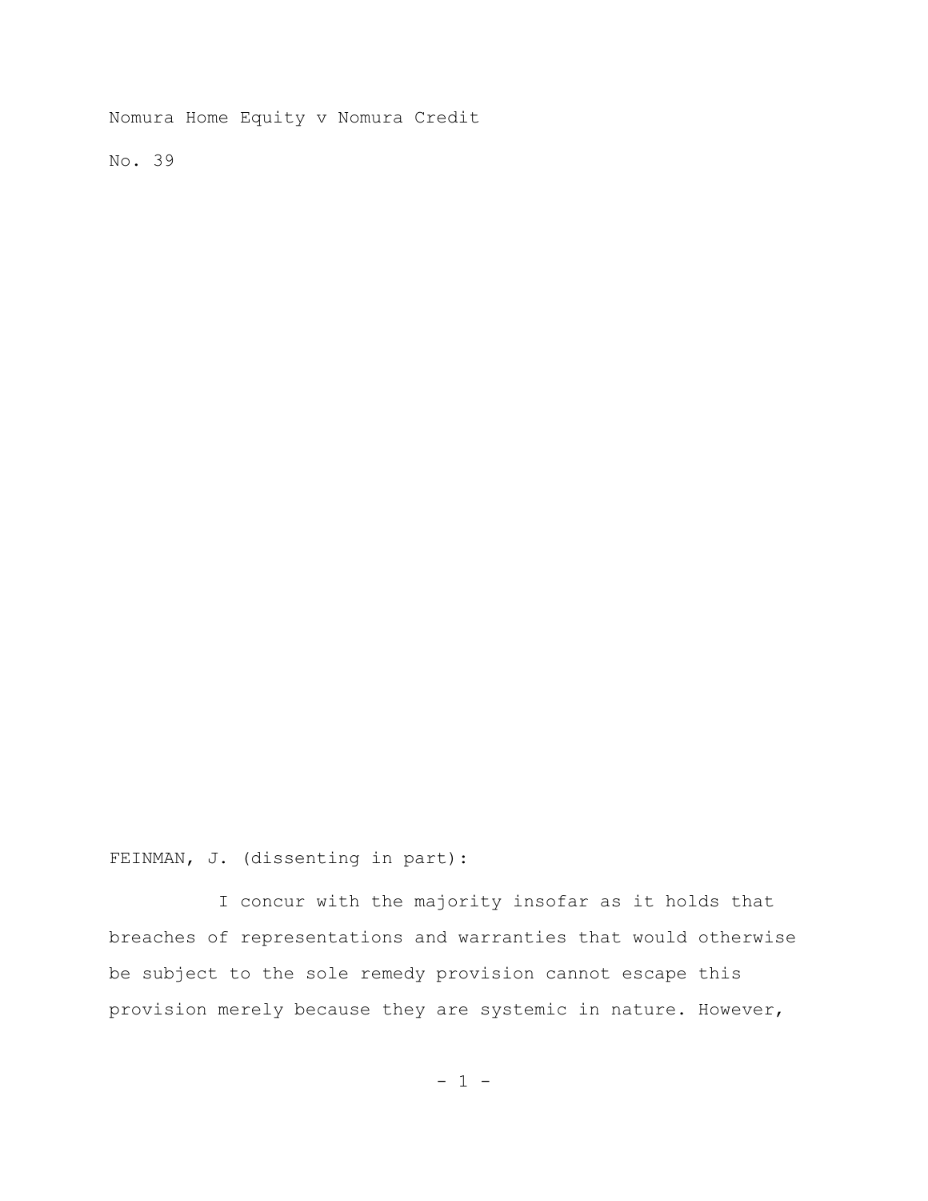Nomura Home Equity v Nomura Credit

No. 39

FEINMAN, J. (dissenting in part):

I concur with the majority insofar as it holds that breaches of representations and warranties that would otherwise be subject to the sole remedy provision cannot escape this provision merely because they are systemic in nature. However,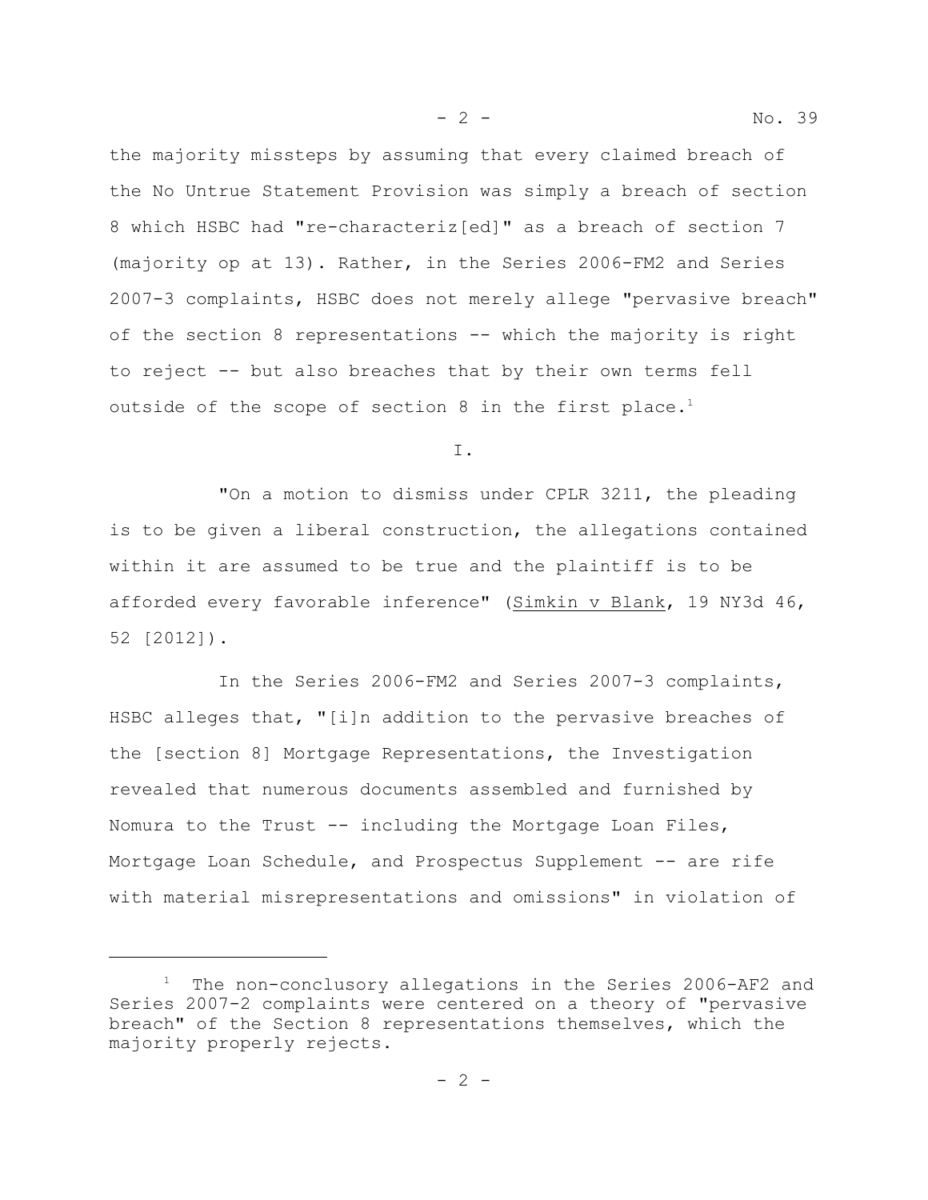the majority missteps by assuming that every claimed breach of the No Untrue Statement Provision was simply a breach of section 8 which HSBC had "re-characteriz[ed]" as a breach of section 7 (majority op at 13). Rather, in the Series 2006-FM2 and Series 2007-3 complaints, HSBC does not merely allege "pervasive breach" of the section 8 representations -- which the majority is right to reject -- but also breaches that by their own terms fell outside of the scope of section 8 in the first place.[1]

I.

"On a motion to dismiss under CPLR 3211, the pleading is to be given a liberal construction, the allegations contained within it are assumed to be true and the plaintiff is to be afforded every favorable inference" (Simkin v Blank, 19 NY3d 46, 52 [2012]).

In the Series 2006-FM2 and Series 2007-3 complaints, HSBC alleges that, "[i]n addition to the pervasive breaches of the [section 8] Mortgage Representations, the Investigation revealed that numerous documents assembled and furnished by Nomura to the Trust -- including the Mortgage Loan Files, Mortgage Loan Schedule, and Prospectus Supplement -- are rife with material misrepresentations and omissions" in violation of

[1] The non-conclusory allegations in the Series 2006-AF2 and Series 2007-2 complaints were centered on a theory of "pervasive breach" of the Section 8 representations themselves, which the majority properly rejects.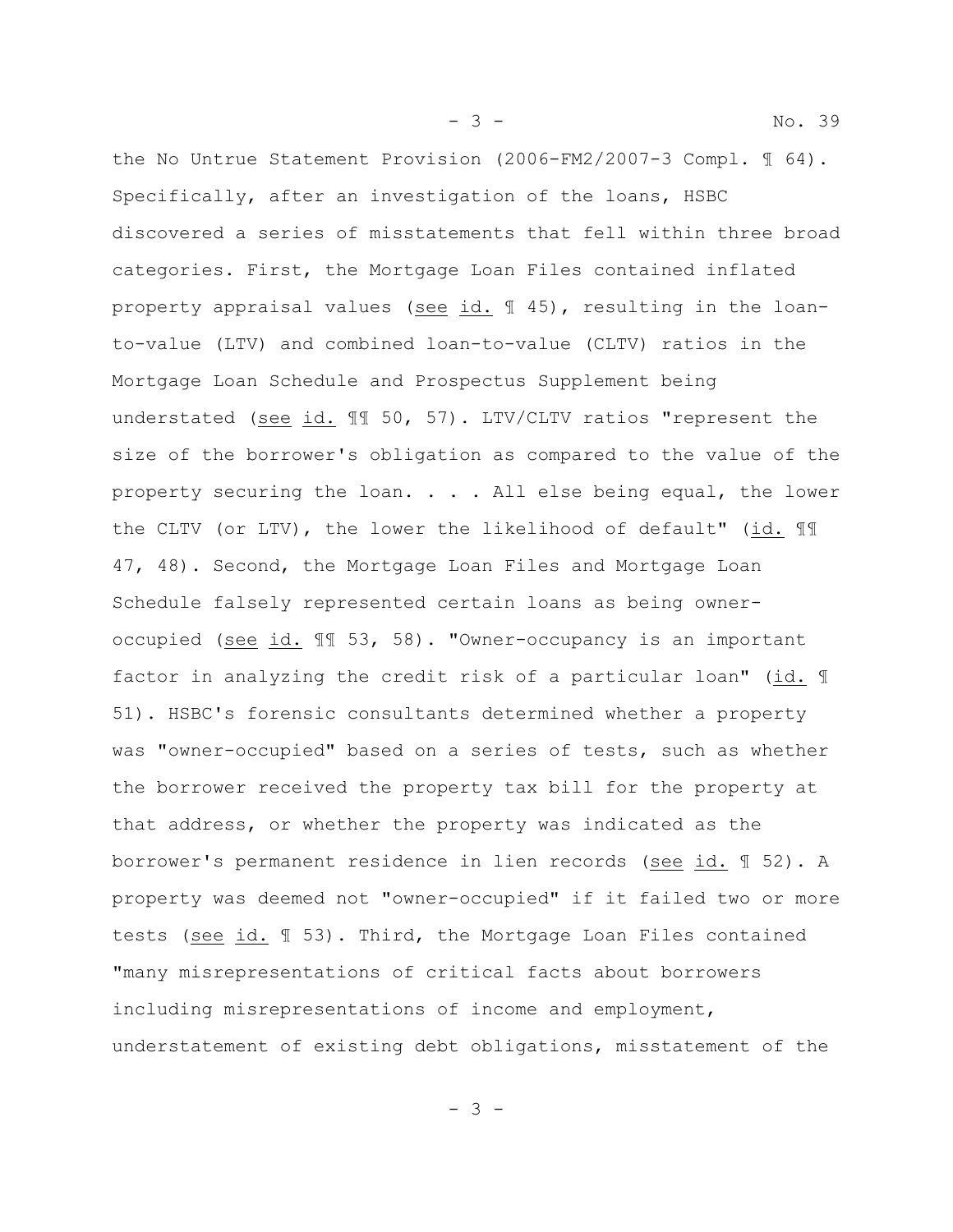the No Untrue Statement Provision (2006-FM2/2007-3 Compl. ¶ 64). Specifically, after an investigation of the loans, HSBC discovered a series of misstatements that fell within three broad categories. First, the Mortgage Loan Files contained inflated property appraisal values (see id. ¶ 45), resulting in the loan-to-value (LTV) and combined loan-to-value (CLTV) ratios in the Mortgage Loan Schedule and Prospectus Supplement being understated (see id. ¶¶ 50, 57). LTV/CLTV ratios "represent the size of the borrower's obligation as compared to the value of the property securing the loan. . . . All else being equal, the lower the CLTV (or LTV), the lower the likelihood of default" (id. ¶¶ 47, 48). Second, the Mortgage Loan Files and Mortgage Loan Schedule falsely represented certain loans as being owner-occupied (see id. ¶¶ 53, 58). "Owner-occupancy is an important factor in analyzing the credit risk of a particular loan" (id. ¶ 51). HSBC's forensic consultants determined whether a property was "owner-occupied" based on a series of tests, such as whether the borrower received the property tax bill for the property at that address, or whether the property was indicated as the borrower's permanent residence in lien records (see id. ¶ 52). A property was deemed not "owner-occupied" if it failed two or more tests (see id. ¶ 53). Third, the Mortgage Loan Files contained "many misrepresentations of critical facts about borrowers including misrepresentations of income and employment, understatement of existing debt obligations, misstatement of the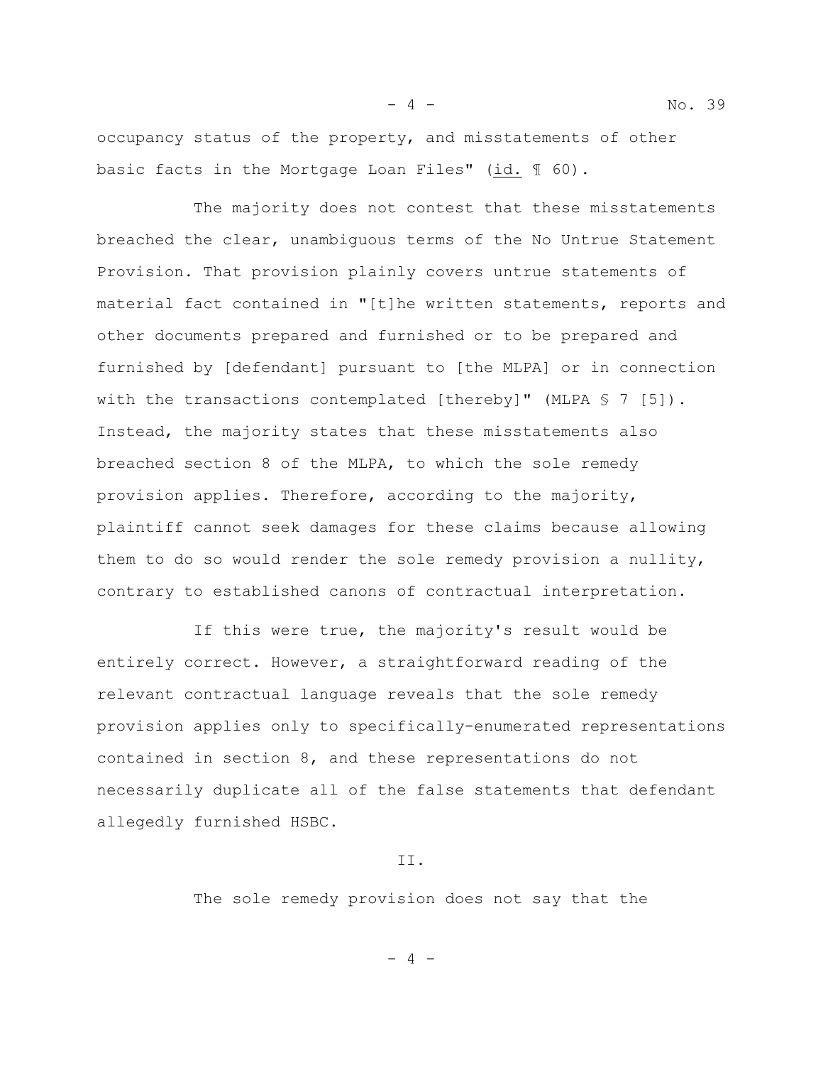occupancy status of the property, and misstatements of other basic facts in the Mortgage Loan Files" (id. ¶ 60).

The majority does not contest that these misstatements breached the clear, unambiguous terms of the No Untrue Statement Provision. That provision plainly covers untrue statements of material fact contained in "[t]he written statements, reports and other documents prepared and furnished or to be prepared and furnished by [defendant] pursuant to [the MLPA] or in connection with the transactions contemplated [thereby]" (MLPA § 7 [5]). Instead, the majority states that these misstatements also breached section 8 of the MLPA, to which the sole remedy provision applies. Therefore, according to the majority, plaintiff cannot seek damages for these claims because allowing them to do so would render the sole remedy provision a nullity, contrary to established canons of contractual interpretation.

If this were true, the majority's result would be entirely correct. However, a straightforward reading of the relevant contractual language reveals that the sole remedy provision applies only to specifically-enumerated representations contained in section 8, and these representations do not necessarily duplicate all of the false statements that defendant allegedly furnished HSBC.

## II.

The sole remedy provision does not say that the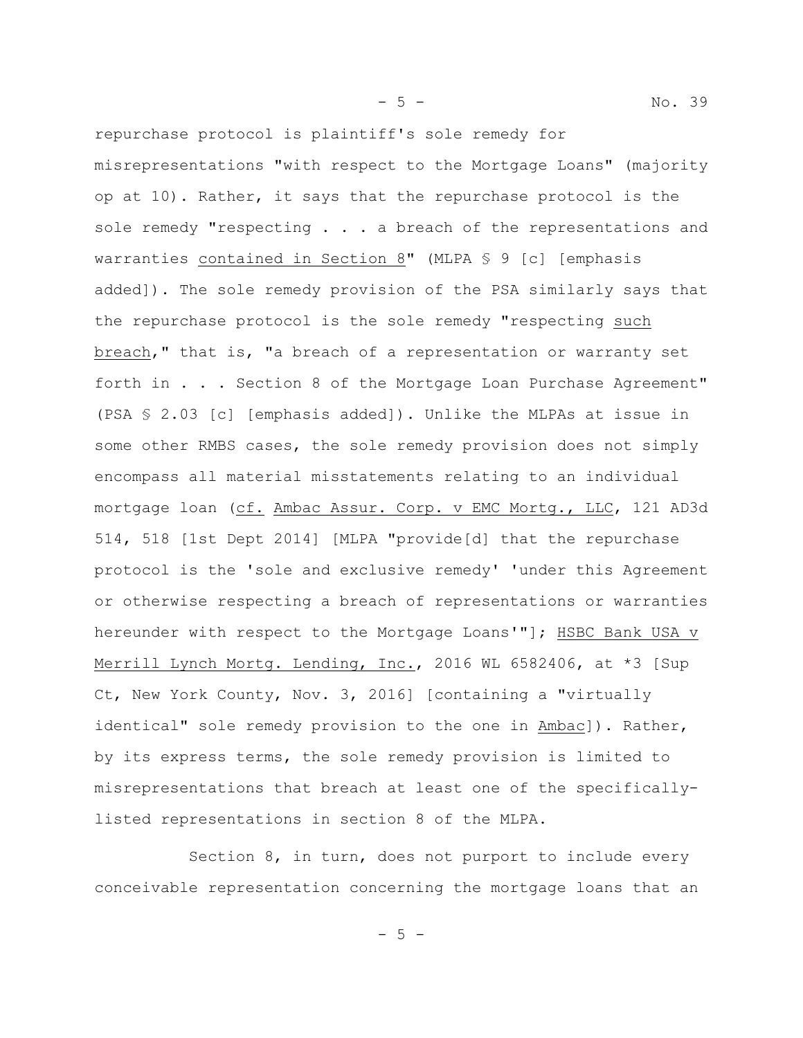repurchase protocol is plaintiff's sole remedy for misrepresentations "with respect to the Mortgage Loans" (majority op at 10). Rather, it says that the repurchase protocol is the sole remedy "respecting . . . a breach of the representations and warranties <u>contained in Section 8</u>" (MLPA § 9 [c] [emphasis added]). The sole remedy provision of the PSA similarly says that the repurchase protocol is the sole remedy "respecting <u>such breach</u>," that is, "a breach of a representation or warranty set forth in . . . Section 8 of the Mortgage Loan Purchase Agreement" (PSA § 2.03 [c] [emphasis added]). Unlike the MLPAs at issue in some other RMBS cases, the sole remedy provision does not simply encompass all material misstatements relating to an individual mortgage loan (<u>cf.</u> <u>Ambac Assur. Corp. v EMC Mortg., LLC</u>, 121 AD3d 514, 518 [1st Dept 2014] [MLPA "provide[d] that the repurchase protocol is the 'sole and exclusive remedy' 'under this Agreement or otherwise respecting a breach of representations or warranties hereunder with respect to the Mortgage Loans'"]; <u>HSBC Bank USA v Merrill Lynch Mortg. Lending, Inc.</u>, 2016 WL 6582406, at *3 [Sup Ct, New York County, Nov. 3, 2016] [containing a "virtually identical" sole remedy provision to the one in <u>Ambac</u>]). Rather, by its express terms, the sole remedy provision is limited to misrepresentations that breach at least one of the specifically-listed representations in section 8 of the MLPA.

Section 8, in turn, does not purport to include every conceivable representation concerning the mortgage loans that an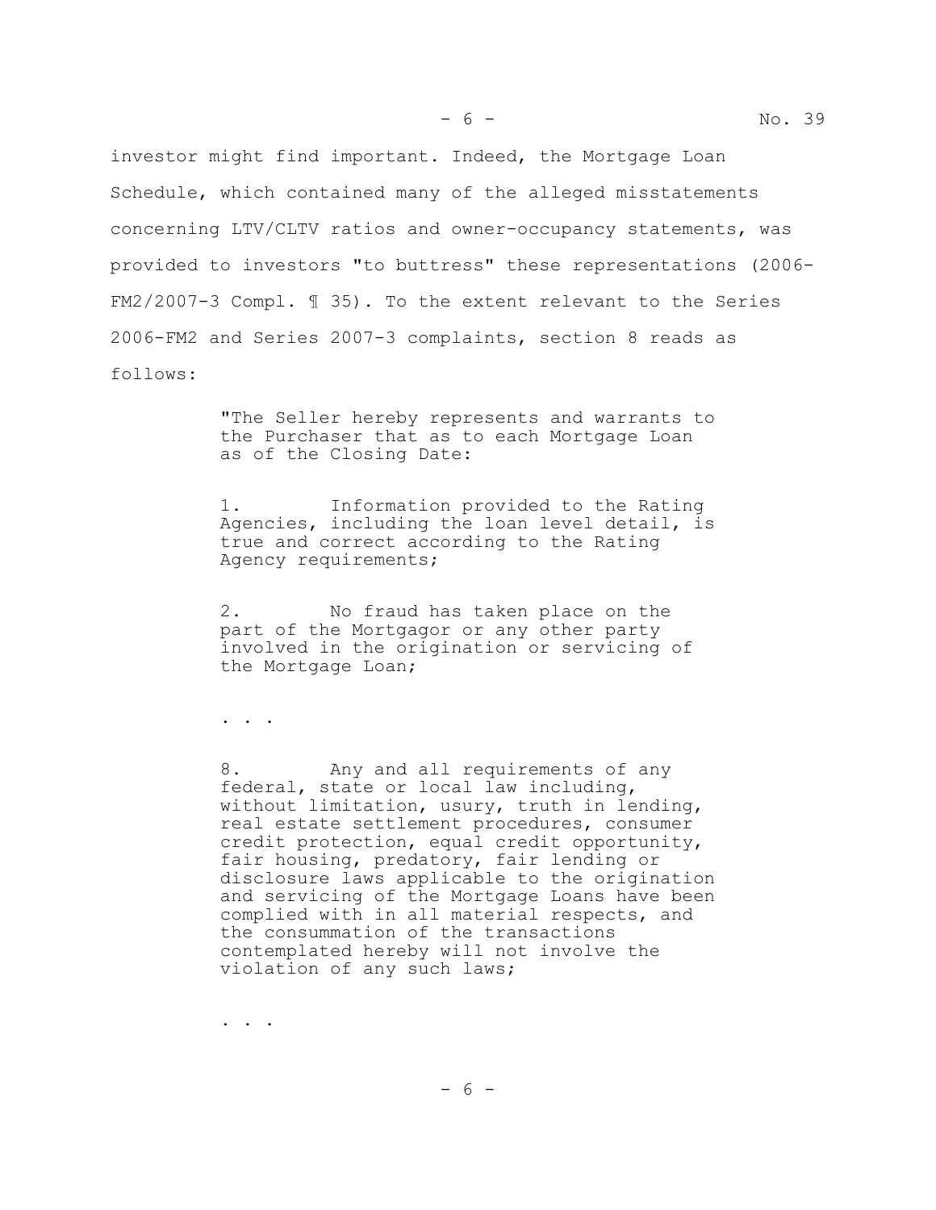investor might find important. Indeed, the Mortgage Loan Schedule, which contained many of the alleged misstatements concerning LTV/CLTV ratios and owner-occupancy statements, was provided to investors "to buttress" these representations (2006-FM2/2007-3 Compl. ¶ 35). To the extent relevant to the Series 2006-FM2 and Series 2007-3 complaints, section 8 reads as follows:

> "The Seller hereby represents and warrants to the Purchaser that as to each Mortgage Loan as of the Closing Date:
>
> 1. Information provided to the Rating Agencies, including the loan level detail, is true and correct according to the Rating Agency requirements;
>
> 2. No fraud has taken place on the part of the Mortgagor or any other party involved in the origination or servicing of the Mortgage Loan;
>
> . . .
>
> 8. Any and all requirements of any federal, state or local law including, without limitation, usury, truth in lending, real estate settlement procedures, consumer credit protection, equal credit opportunity, fair housing, predatory, fair lending or disclosure laws applicable to the origination and servicing of the Mortgage Loans have been complied with in all material respects, and the consummation of the transactions contemplated hereby will not involve the violation of any such laws;
>
> . . .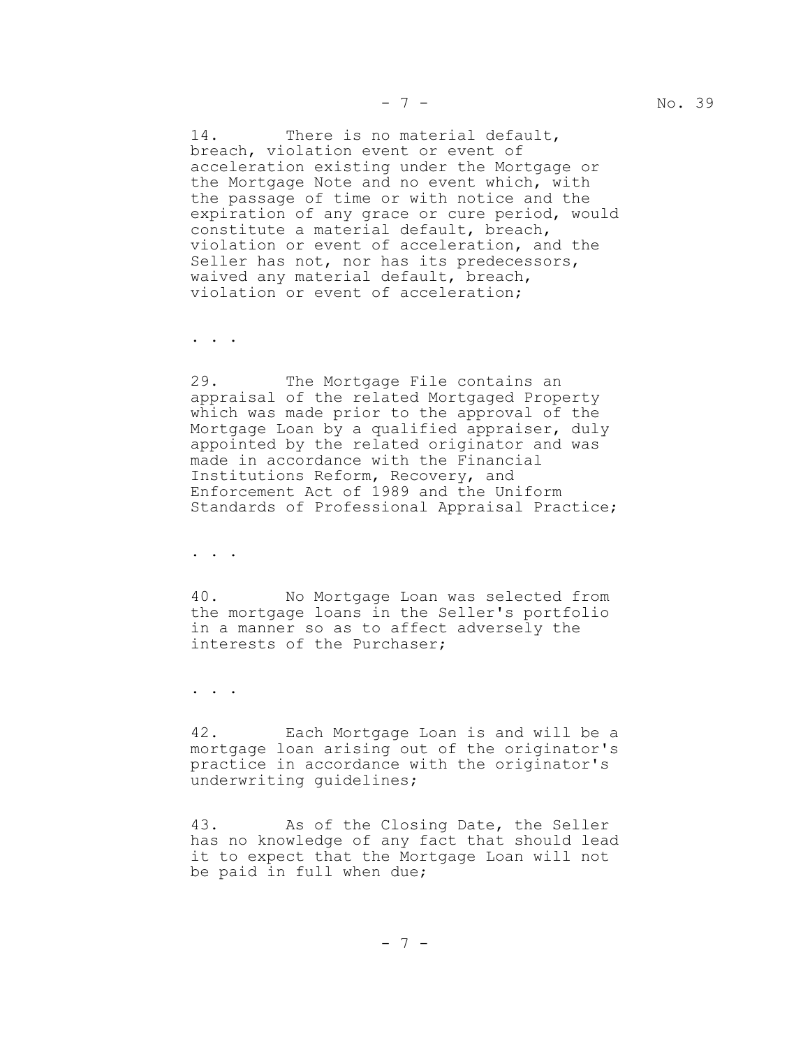14. There is no material default, breach, violation event or event of acceleration existing under the Mortgage or the Mortgage Note and no event which, with the passage of time or with notice and the expiration of any grace or cure period, would constitute a material default, breach, violation or event of acceleration, and the Seller has not, nor has its predecessors, waived any material default, breach, violation or event of acceleration;

. . .

29. The Mortgage File contains an appraisal of the related Mortgaged Property which was made prior to the approval of the Mortgage Loan by a qualified appraiser, duly appointed by the related originator and was made in accordance with the Financial Institutions Reform, Recovery, and Enforcement Act of 1989 and the Uniform Standards of Professional Appraisal Practice;

. . .

40. No Mortgage Loan was selected from the mortgage loans in the Seller's portfolio in a manner so as to affect adversely the interests of the Purchaser;

. . .

42. Each Mortgage Loan is and will be a mortgage loan arising out of the originator's practice in accordance with the originator's underwriting guidelines;

43. As of the Closing Date, the Seller has no knowledge of any fact that should lead it to expect that the Mortgage Loan will not be paid in full when due;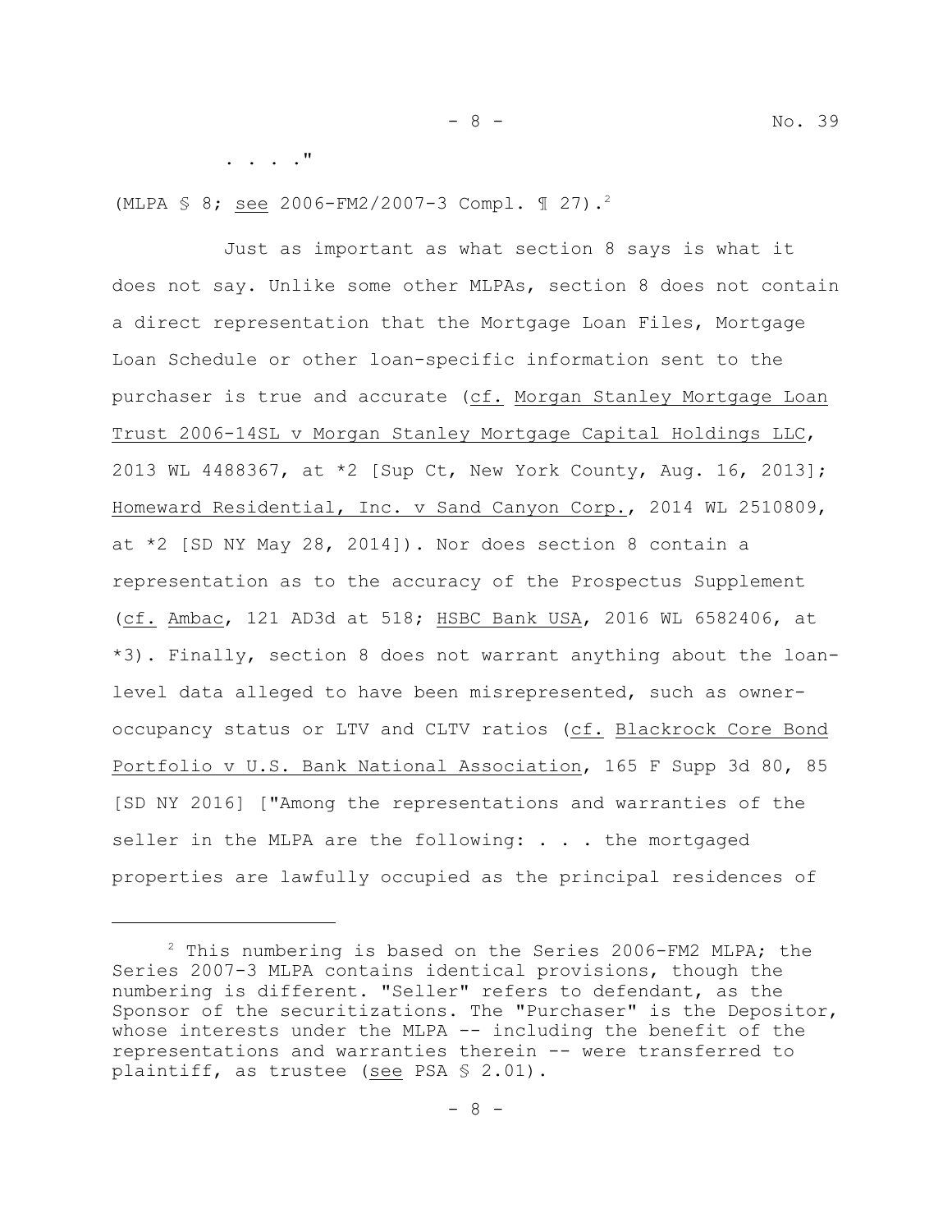. . . ."

(MLPA § 8; <u>see</u> 2006-FM2/2007-3 Compl. ¶ 27).[2]

Just as important as what section 8 says is what it does not say. Unlike some other MLPAs, section 8 does not contain a direct representation that the Mortgage Loan Files, Mortgage Loan Schedule or other loan-specific information sent to the purchaser is true and accurate (<u>cf.</u> <u>Morgan Stanley Mortgage Loan Trust 2006-14SL v Morgan Stanley Mortgage Capital Holdings LLC</u>, 2013 WL 4488367, at *2 [Sup Ct, New York County, Aug. 16, 2013]; <u>Homeward Residential, Inc. v Sand Canyon Corp.</u>, 2014 WL 2510809, at *2 [SD NY May 28, 2014]). Nor does section 8 contain a representation as to the accuracy of the Prospectus Supplement (<u>cf.</u> <u>Ambac</u>, 121 AD3d at 518; <u>HSBC Bank USA</u>, 2016 WL 6582406, at *3). Finally, section 8 does not warrant anything about the loan-level data alleged to have been misrepresented, such as owner-occupancy status or LTV and CLTV ratios (<u>cf.</u> <u>Blackrock Core Bond Portfolio v U.S. Bank National Association</u>, 165 F Supp 3d 80, 85 [SD NY 2016] ["Among the representations and warranties of the seller in the MLPA are the following: . . . the mortgaged properties are lawfully occupied as the principal residences of

---

[2] This numbering is based on the Series 2006-FM2 MLPA; the Series 2007-3 MLPA contains identical provisions, though the numbering is different. "Seller" refers to defendant, as the Sponsor of the securitizations. The "Purchaser" is the Depositor, whose interests under the MLPA -- including the benefit of the representations and warranties therein -- were transferred to plaintiff, as trustee (<u>see</u> PSA § 2.01).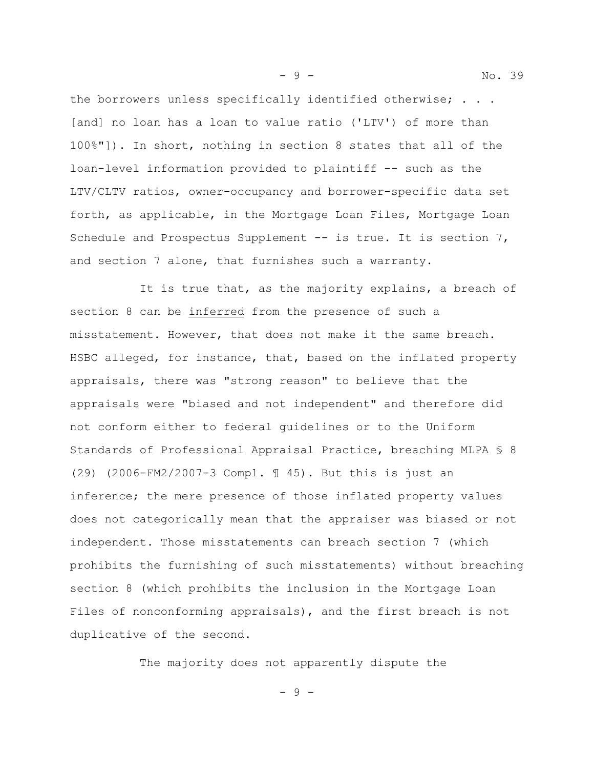the borrowers unless specifically identified otherwise; . . . [and] no loan has a loan to value ratio ('LTV') of more than 100%"]). In short, nothing in section 8 states that all of the loan-level information provided to plaintiff -- such as the LTV/CLTV ratios, owner-occupancy and borrower-specific data set forth, as applicable, in the Mortgage Loan Files, Mortgage Loan Schedule and Prospectus Supplement -- is true. It is section 7, and section 7 alone, that furnishes such a warranty.

It is true that, as the majority explains, a breach of section 8 can be inferred from the presence of such a misstatement. However, that does not make it the same breach. HSBC alleged, for instance, that, based on the inflated property appraisals, there was "strong reason" to believe that the appraisals were "biased and not independent" and therefore did not conform either to federal guidelines or to the Uniform Standards of Professional Appraisal Practice, breaching MLPA § 8 (29) (2006-FM2/2007-3 Compl. ¶ 45). But this is just an inference; the mere presence of those inflated property values does not categorically mean that the appraiser was biased or not independent. Those misstatements can breach section 7 (which prohibits the furnishing of such misstatements) without breaching section 8 (which prohibits the inclusion in the Mortgage Loan Files of nonconforming appraisals), and the first breach is not duplicative of the second.

The majority does not apparently dispute the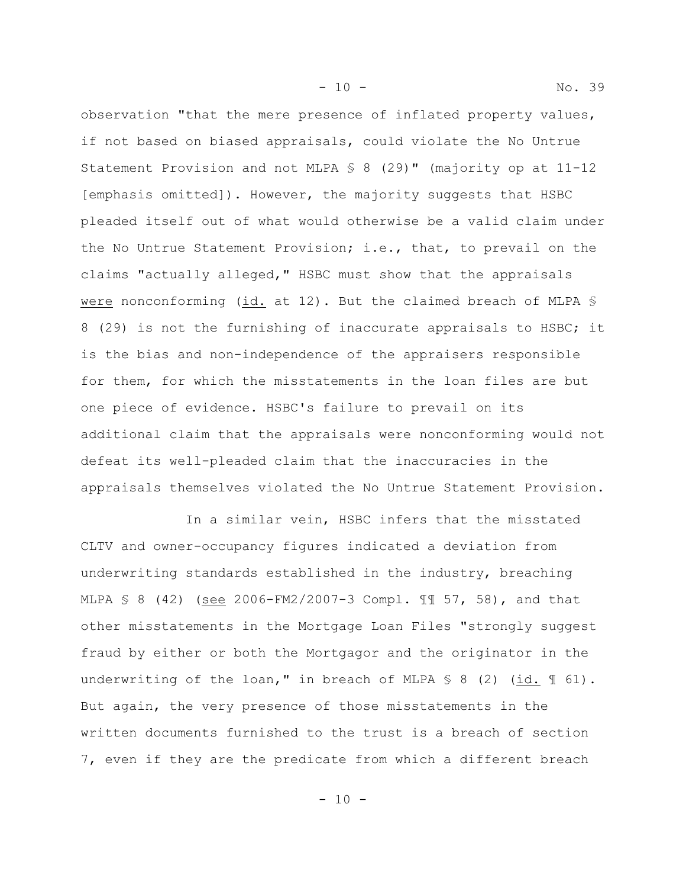observation "that the mere presence of inflated property values, if not based on biased appraisals, could violate the No Untrue Statement Provision and not MLPA § 8 (29)" (majority op at 11-12 [emphasis omitted]). However, the majority suggests that HSBC pleaded itself out of what would otherwise be a valid claim under the No Untrue Statement Provision; i.e., that, to prevail on the claims "actually alleged," HSBC must show that the appraisals were nonconforming (id. at 12). But the claimed breach of MLPA § 8 (29) is not the furnishing of inaccurate appraisals to HSBC; it is the bias and non-independence of the appraisers responsible for them, for which the misstatements in the loan files are but one piece of evidence. HSBC's failure to prevail on its additional claim that the appraisals were nonconforming would not defeat its well-pleaded claim that the inaccuracies in the appraisals themselves violated the No Untrue Statement Provision.

In a similar vein, HSBC infers that the misstated CLTV and owner-occupancy figures indicated a deviation from underwriting standards established in the industry, breaching MLPA § 8 (42) (see 2006-FM2/2007-3 Compl. ¶¶ 57, 58), and that other misstatements in the Mortgage Loan Files "strongly suggest fraud by either or both the Mortgagor and the originator in the underwriting of the loan," in breach of MLPA § 8 (2) (id. ¶ 61). But again, the very presence of those misstatements in the written documents furnished to the trust is a breach of section 7, even if they are the predicate from which a different breach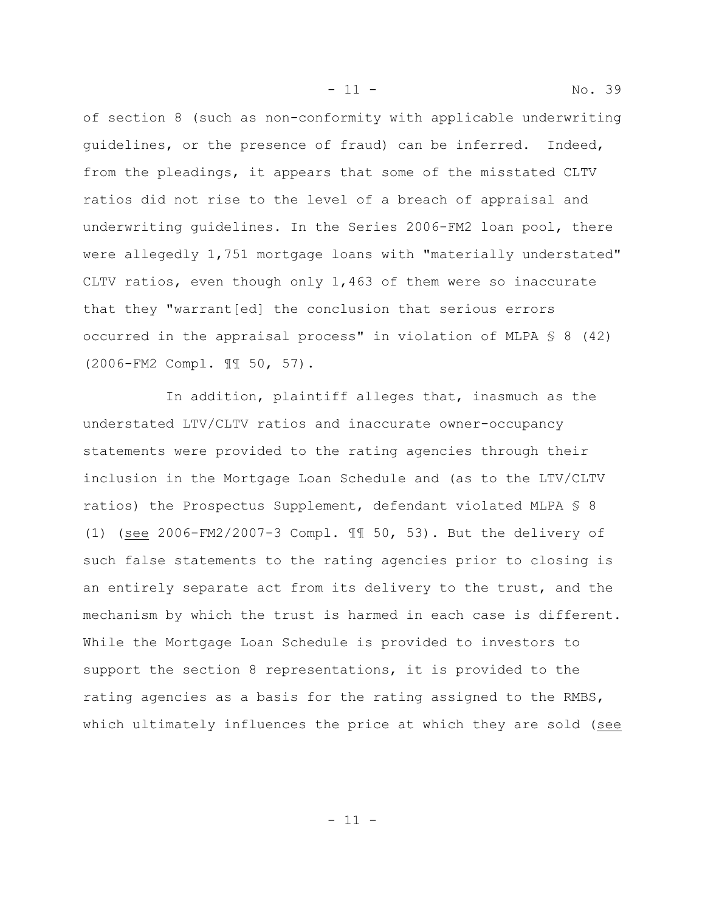of section 8 (such as non-conformity with applicable underwriting guidelines, or the presence of fraud) can be inferred. Indeed, from the pleadings, it appears that some of the misstated CLTV ratios did not rise to the level of a breach of appraisal and underwriting guidelines. In the Series 2006-FM2 loan pool, there were allegedly 1,751 mortgage loans with "materially understated" CLTV ratios, even though only 1,463 of them were so inaccurate that they "warrant[ed] the conclusion that serious errors occurred in the appraisal process" in violation of MLPA § 8 (42) (2006-FM2 Compl. ¶¶ 50, 57).

In addition, plaintiff alleges that, inasmuch as the understated LTV/CLTV ratios and inaccurate owner-occupancy statements were provided to the rating agencies through their inclusion in the Mortgage Loan Schedule and (as to the LTV/CLTV ratios) the Prospectus Supplement, defendant violated MLPA § 8 (1) (see 2006-FM2/2007-3 Compl. ¶¶ 50, 53). But the delivery of such false statements to the rating agencies prior to closing is an entirely separate act from its delivery to the trust, and the mechanism by which the trust is harmed in each case is different. While the Mortgage Loan Schedule is provided to investors to support the section 8 representations, it is provided to the rating agencies as a basis for the rating assigned to the RMBS, which ultimately influences the price at which they are sold (see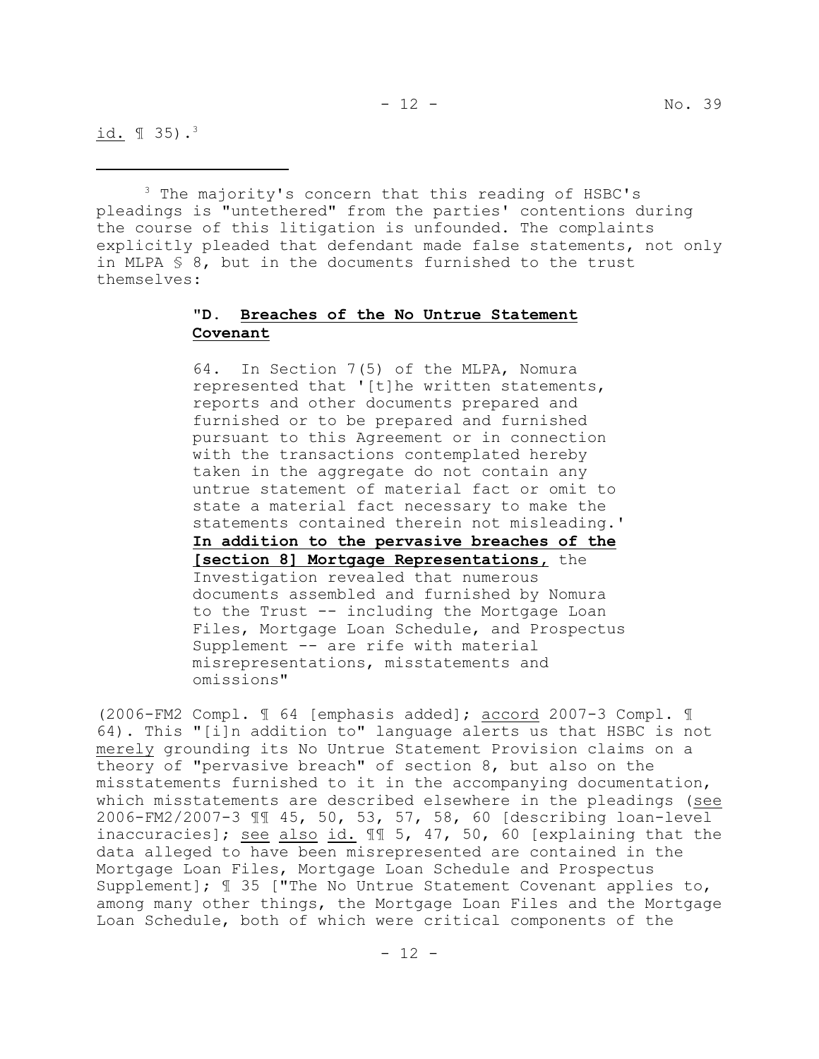id. ¶ 35).[3]

---

[3] The majority's concern that this reading of HSBC's pleadings is "untethered" from the parties' contentions during the course of this litigation is unfounded. The complaints explicitly pleaded that defendant made false statements, not only in MLPA § 8, but in the documents furnished to the trust themselves:

> "D. **Breaches of the No Untrue Statement Covenant**
>
> 64. In Section 7(5) of the MLPA, Nomura represented that '[t]he written statements, reports and other documents prepared and furnished or to be prepared and furnished pursuant to this Agreement or in connection with the transactions contemplated hereby taken in the aggregate do not contain any untrue statement of material fact or omit to state a material fact necessary to make the statements contained therein not misleading.' **In addition to the pervasive breaches of the [section 8] Mortgage Representations,** the Investigation revealed that numerous documents assembled and furnished by Nomura to the Trust -- including the Mortgage Loan Files, Mortgage Loan Schedule, and Prospectus Supplement -- are rife with material misrepresentations, misstatements and omissions"

(2006-FM2 Compl. ¶ 64 [emphasis added]; accord 2007-3 Compl. ¶ 64). This "[i]n addition to" language alerts us that HSBC is not merely grounding its No Untrue Statement Provision claims on a theory of "pervasive breach" of section 8, but also on the misstatements furnished to it in the accompanying documentation, which misstatements are described elsewhere in the pleadings (see 2006-FM2/2007-3 ¶¶ 45, 50, 53, 57, 58, 60 [describing loan-level inaccuracies]; see also id. ¶¶ 5, 47, 50, 60 [explaining that the data alleged to have been misrepresented are contained in the Mortgage Loan Files, Mortgage Loan Schedule and Prospectus Supplement]; ¶ 35 ["The No Untrue Statement Covenant applies to, among many other things, the Mortgage Loan Files and the Mortgage Loan Schedule, both of which were critical components of the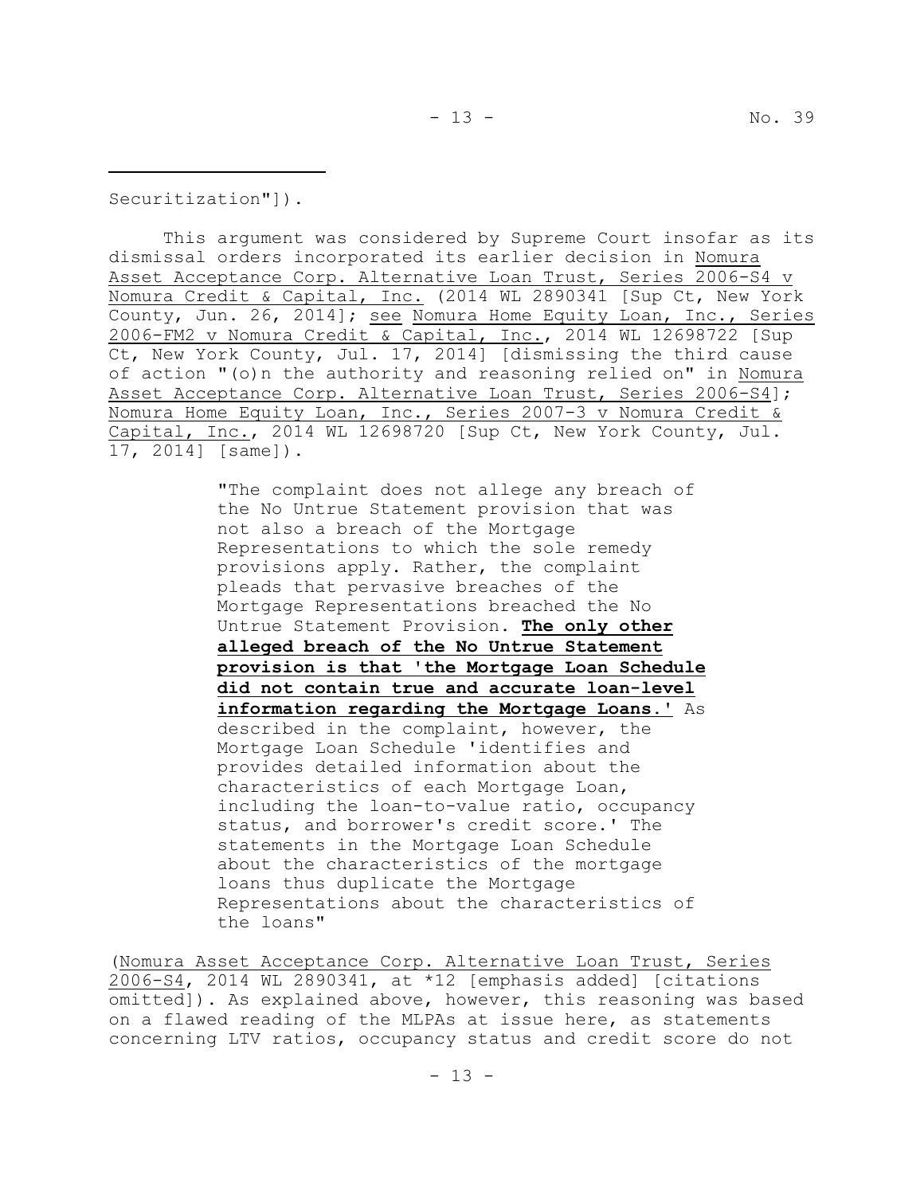Securitization"]).

This argument was considered by Supreme Court insofar as its dismissal orders incorporated its earlier decision in Nomura Asset Acceptance Corp. Alternative Loan Trust, Series 2006-S4 v Nomura Credit & Capital, Inc. (2014 WL 2890341 [Sup Ct, New York County, Jun. 26, 2014]; see Nomura Home Equity Loan, Inc., Series 2006-FM2 v Nomura Credit & Capital, Inc., 2014 WL 12698722 [Sup Ct, New York County, Jul. 17, 2014] [dismissing the third cause of action "(o)n the authority and reasoning relied on" in Nomura Asset Acceptance Corp. Alternative Loan Trust, Series 2006-S4]; Nomura Home Equity Loan, Inc., Series 2007-3 v Nomura Credit & Capital, Inc., 2014 WL 12698720 [Sup Ct, New York County, Jul. 17, 2014] [same]).

> "The complaint does not allege any breach of the No Untrue Statement provision that was not also a breach of the Mortgage Representations to which the sole remedy provisions apply. Rather, the complaint pleads that pervasive breaches of the Mortgage Representations breached the No Untrue Statement Provision. **The only other alleged breach of the No Untrue Statement provision is that 'the Mortgage Loan Schedule did not contain true and accurate loan-level information regarding the Mortgage Loans.'** As described in the complaint, however, the Mortgage Loan Schedule 'identifies and provides detailed information about the characteristics of each Mortgage Loan, including the loan-to-value ratio, occupancy status, and borrower's credit score.' The statements in the Mortgage Loan Schedule about the characteristics of the mortgage loans thus duplicate the Mortgage Representations about the characteristics of the loans"

(Nomura Asset Acceptance Corp. Alternative Loan Trust, Series 2006-S4, 2014 WL 2890341, at *12 [emphasis added] [citations omitted]). As explained above, however, this reasoning was based on a flawed reading of the MLPAs at issue here, as statements concerning LTV ratios, occupancy status and credit score do not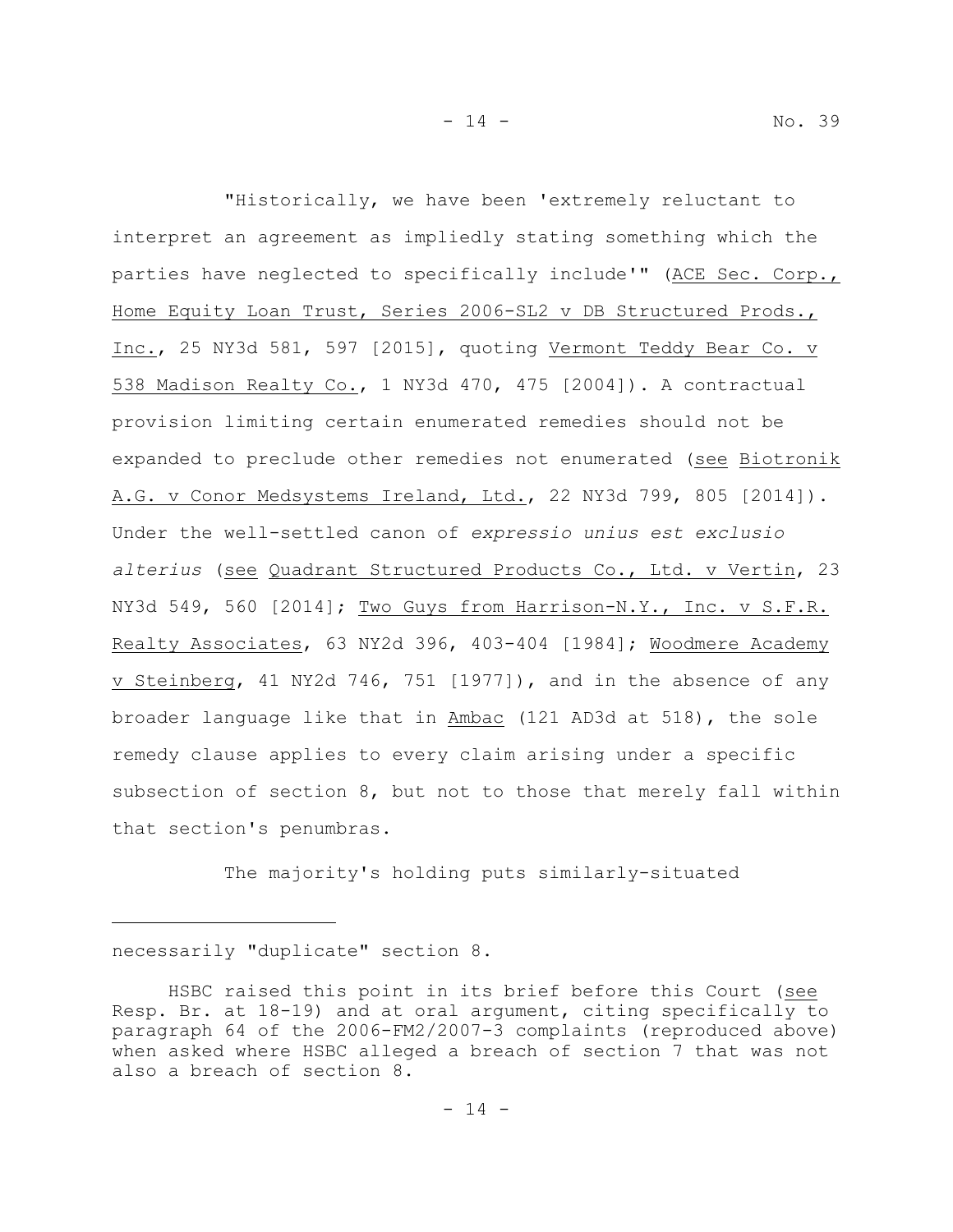"Historically, we have been 'extremely reluctant to interpret an agreement as impliedly stating something which the parties have neglected to specifically include'" (ACE Sec. Corp., Home Equity Loan Trust, Series 2006-SL2 v DB Structured Prods., Inc., 25 NY3d 581, 597 [2015], quoting Vermont Teddy Bear Co. v 538 Madison Realty Co., 1 NY3d 470, 475 [2004]). A contractual provision limiting certain enumerated remedies should not be expanded to preclude other remedies not enumerated (see Biotronik A.G. v Conor Medsystems Ireland, Ltd., 22 NY3d 799, 805 [2014]). Under the well-settled canon of *expressio unius est exclusio alterius* (see Quadrant Structured Products Co., Ltd. v Vertin, 23 NY3d 549, 560 [2014]; Two Guys from Harrison-N.Y., Inc. v S.F.R. Realty Associates, 63 NY2d 396, 403-404 [1984]; Woodmere Academy v Steinberg, 41 NY2d 746, 751 [1977]), and in the absence of any broader language like that in Ambac (121 AD3d at 518), the sole remedy clause applies to every claim arising under a specific subsection of section 8, but not to those that merely fall within that section's penumbras.

The majority's holding puts similarly-situated

---

necessarily "duplicate" section 8.

HSBC raised this point in its brief before this Court (see Resp. Br. at 18-19) and at oral argument, citing specifically to paragraph 64 of the 2006-FM2/2007-3 complaints (reproduced above) when asked where HSBC alleged a breach of section 7 that was not also a breach of section 8.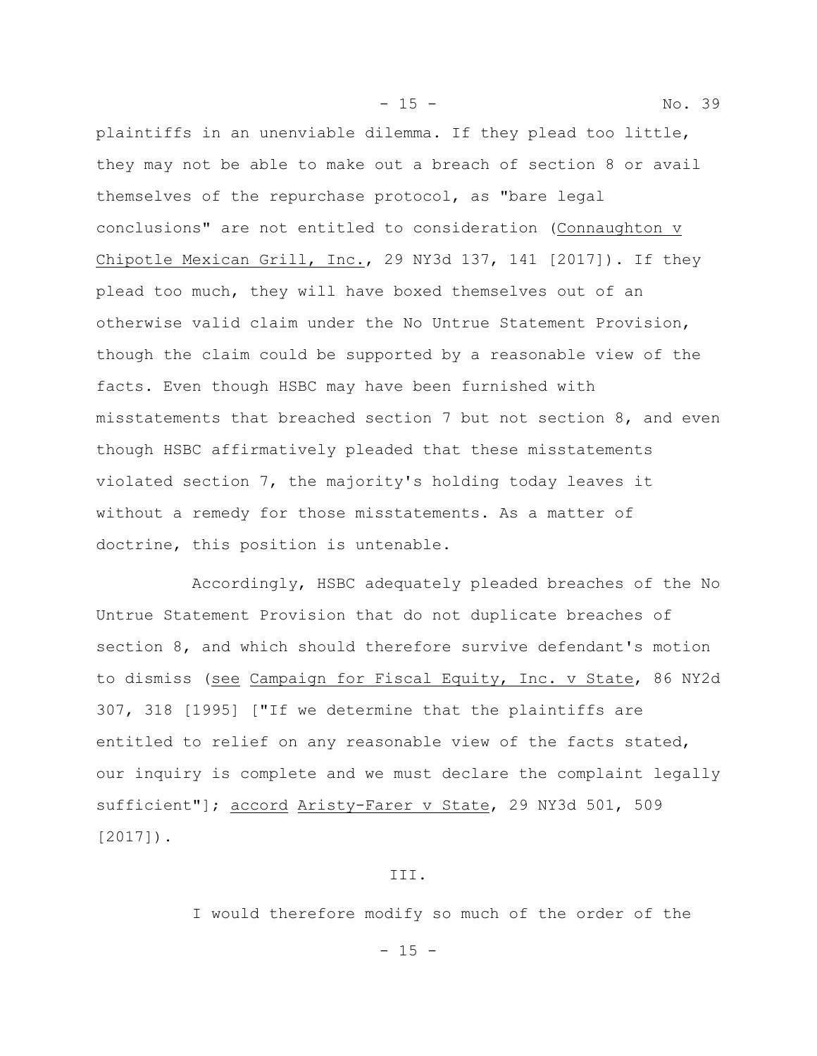plaintiffs in an unenviable dilemma. If they plead too little, they may not be able to make out a breach of section 8 or avail themselves of the repurchase protocol, as "bare legal conclusions" are not entitled to consideration (Connaughton v Chipotle Mexican Grill, Inc., 29 NY3d 137, 141 [2017]). If they plead too much, they will have boxed themselves out of an otherwise valid claim under the No Untrue Statement Provision, though the claim could be supported by a reasonable view of the facts. Even though HSBC may have been furnished with misstatements that breached section 7 but not section 8, and even though HSBC affirmatively pleaded that these misstatements violated section 7, the majority's holding today leaves it without a remedy for those misstatements. As a matter of doctrine, this position is untenable.

Accordingly, HSBC adequately pleaded breaches of the No Untrue Statement Provision that do not duplicate breaches of section 8, and which should therefore survive defendant's motion to dismiss (see Campaign for Fiscal Equity, Inc. v State, 86 NY2d 307, 318 [1995] ["If we determine that the plaintiffs are entitled to relief on any reasonable view of the facts stated, our inquiry is complete and we must declare the complaint legally sufficient"]; accord Aristy-Farer v State, 29 NY3d 501, 509 [2017]).

## III.

I would therefore modify so much of the order of the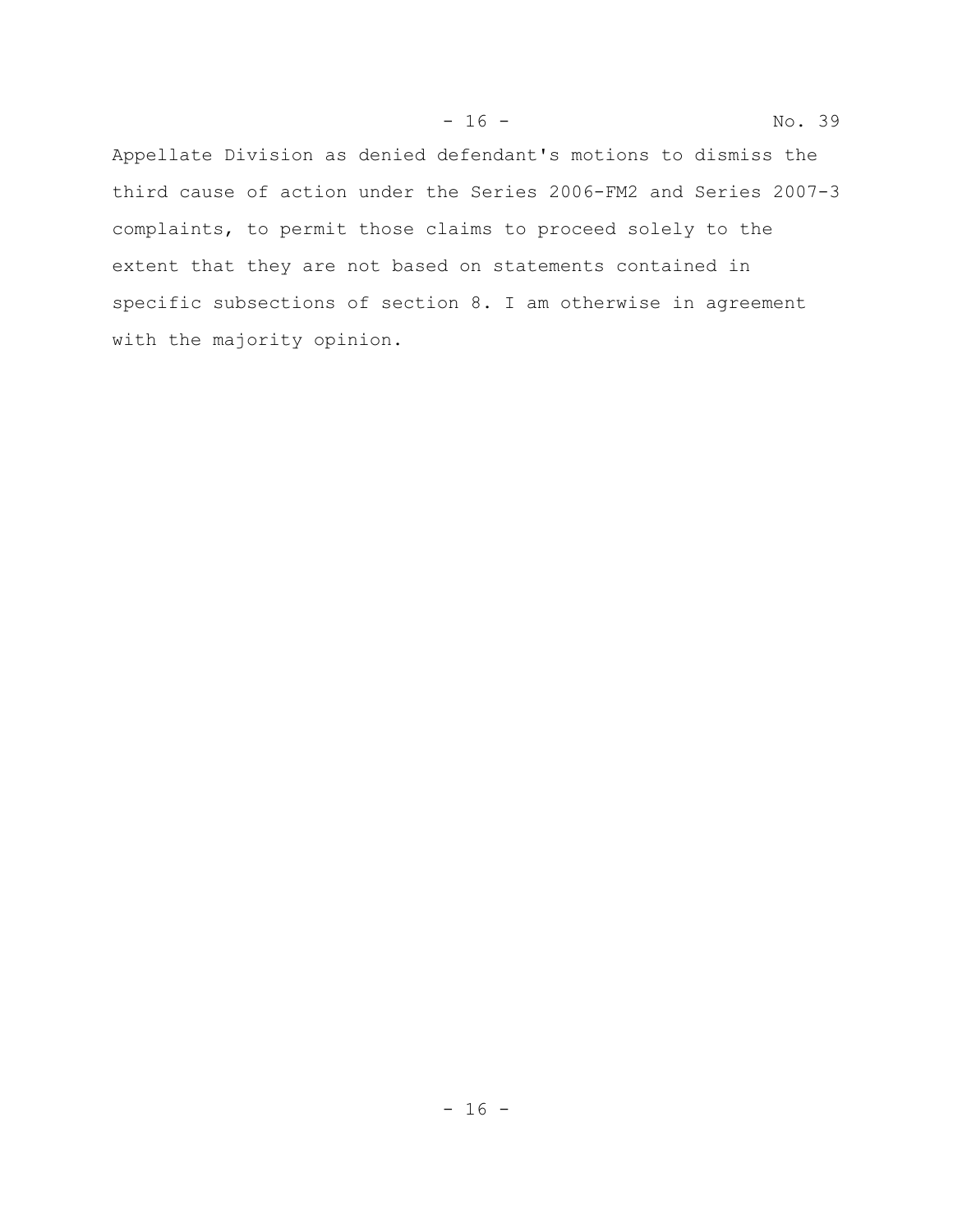Appellate Division as denied defendant's motions to dismiss the third cause of action under the Series 2006-FM2 and Series 2007-3 complaints, to permit those claims to proceed solely to the extent that they are not based on statements contained in specific subsections of section 8. I am otherwise in agreement with the majority opinion.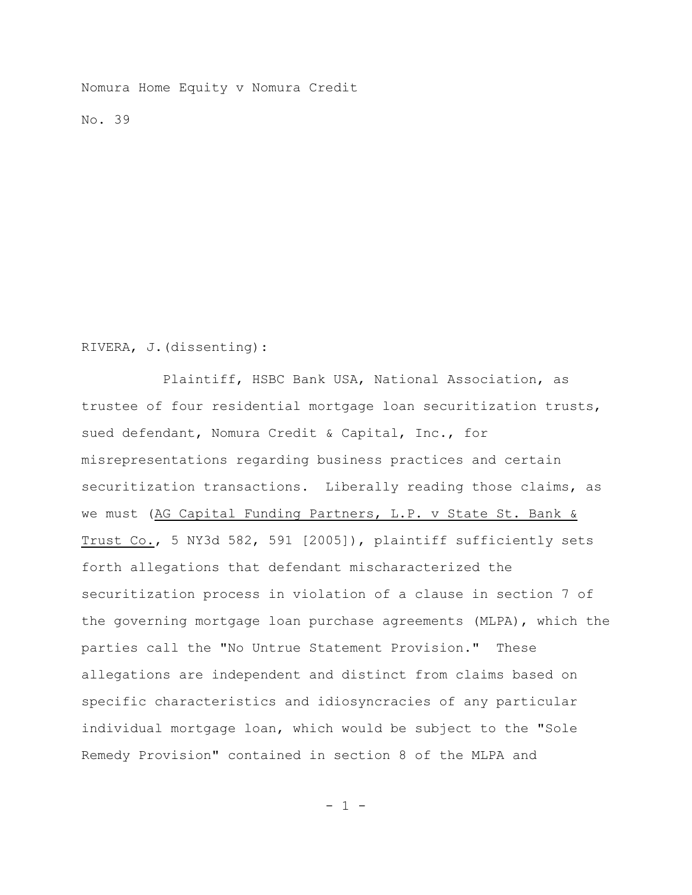Nomura Home Equity v Nomura Credit

No. 39

RIVERA, J.(dissenting):

Plaintiff, HSBC Bank USA, National Association, as trustee of four residential mortgage loan securitization trusts, sued defendant, Nomura Credit & Capital, Inc., for misrepresentations regarding business practices and certain securitization transactions. Liberally reading those claims, as we must (AG Capital Funding Partners, L.P. v State St. Bank & Trust Co., 5 NY3d 582, 591 [2005]), plaintiff sufficiently sets forth allegations that defendant mischaracterized the securitization process in violation of a clause in section 7 of the governing mortgage loan purchase agreements (MLPA), which the parties call the "No Untrue Statement Provision." These allegations are independent and distinct from claims based on specific characteristics and idiosyncracies of any particular individual mortgage loan, which would be subject to the "Sole Remedy Provision" contained in section 8 of the MLPA and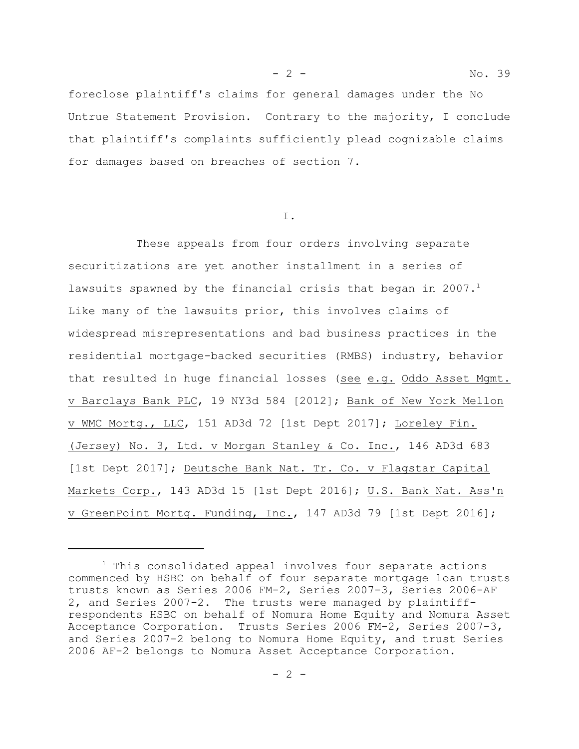foreclose plaintiff's claims for general damages under the No Untrue Statement Provision. Contrary to the majority, I conclude that plaintiff's complaints sufficiently plead cognizable claims for damages based on breaches of section 7.

I.

These appeals from four orders involving separate securitizations are yet another installment in a series of lawsuits spawned by the financial crisis that began in 2007.[1] Like many of the lawsuits prior, this involves claims of widespread misrepresentations and bad business practices in the residential mortgage-backed securities (RMBS) industry, behavior that resulted in huge financial losses (see e.g. Oddo Asset Mgmt. v Barclays Bank PLC, 19 NY3d 584 [2012]; Bank of New York Mellon v WMC Mortg., LLC, 151 AD3d 72 [1st Dept 2017]; Loreley Fin. (Jersey) No. 3, Ltd. v Morgan Stanley & Co. Inc., 146 AD3d 683 [1st Dept 2017]; Deutsche Bank Nat. Tr. Co. v Flagstar Capital Markets Corp., 143 AD3d 15 [1st Dept 2016]; U.S. Bank Nat. Ass'n v GreenPoint Mortg. Funding, Inc., 147 AD3d 79 [1st Dept 2016];

[1] This consolidated appeal involves four separate actions commenced by HSBC on behalf of four separate mortgage loan trusts trusts known as Series 2006 FM-2, Series 2007-3, Series 2006-AF 2, and Series 2007-2. The trusts were managed by plaintiff-respondents HSBC on behalf of Nomura Home Equity and Nomura Asset Acceptance Corporation. Trusts Series 2006 FM-2, Series 2007-3, and Series 2007-2 belong to Nomura Home Equity, and trust Series 2006 AF-2 belongs to Nomura Asset Acceptance Corporation.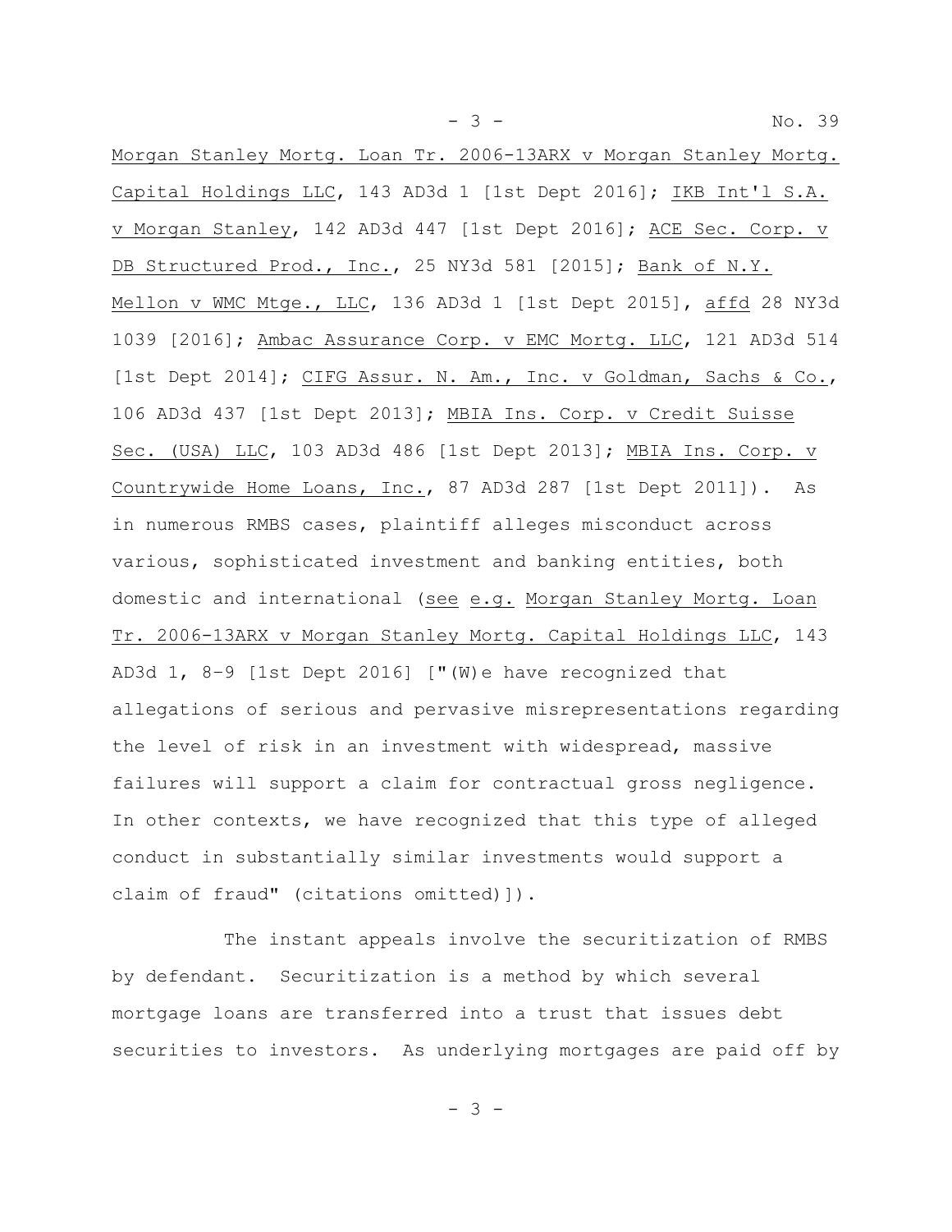Morgan Stanley Mortg. Loan Tr. 2006-13ARX v Morgan Stanley Mortg. Capital Holdings LLC, 143 AD3d 1 [1st Dept 2016]; IKB Int'l S.A. v Morgan Stanley, 142 AD3d 447 [1st Dept 2016]; ACE Sec. Corp. v DB Structured Prod., Inc., 25 NY3d 581 [2015]; Bank of N.Y. Mellon v WMC Mtge., LLC, 136 AD3d 1 [1st Dept 2015], affd 28 NY3d 1039 [2016]; Ambac Assurance Corp. v EMC Mortg. LLC, 121 AD3d 514 [1st Dept 2014]; CIFG Assur. N. Am., Inc. v Goldman, Sachs & Co., 106 AD3d 437 [1st Dept 2013]; MBIA Ins. Corp. v Credit Suisse Sec. (USA) LLC, 103 AD3d 486 [1st Dept 2013]; MBIA Ins. Corp. v Countrywide Home Loans, Inc., 87 AD3d 287 [1st Dept 2011]). As in numerous RMBS cases, plaintiff alleges misconduct across various, sophisticated investment and banking entities, both domestic and international (see e.g. Morgan Stanley Mortg. Loan Tr. 2006-13ARX v Morgan Stanley Mortg. Capital Holdings LLC, 143 AD3d 1, 8-9 [1st Dept 2016] ["(W)e have recognized that allegations of serious and pervasive misrepresentations regarding the level of risk in an investment with widespread, massive failures will support a claim for contractual gross negligence. In other contexts, we have recognized that this type of alleged conduct in substantially similar investments would support a claim of fraud" (citations omitted)]).

The instant appeals involve the securitization of RMBS by defendant. Securitization is a method by which several mortgage loans are transferred into a trust that issues debt securities to investors. As underlying mortgages are paid off by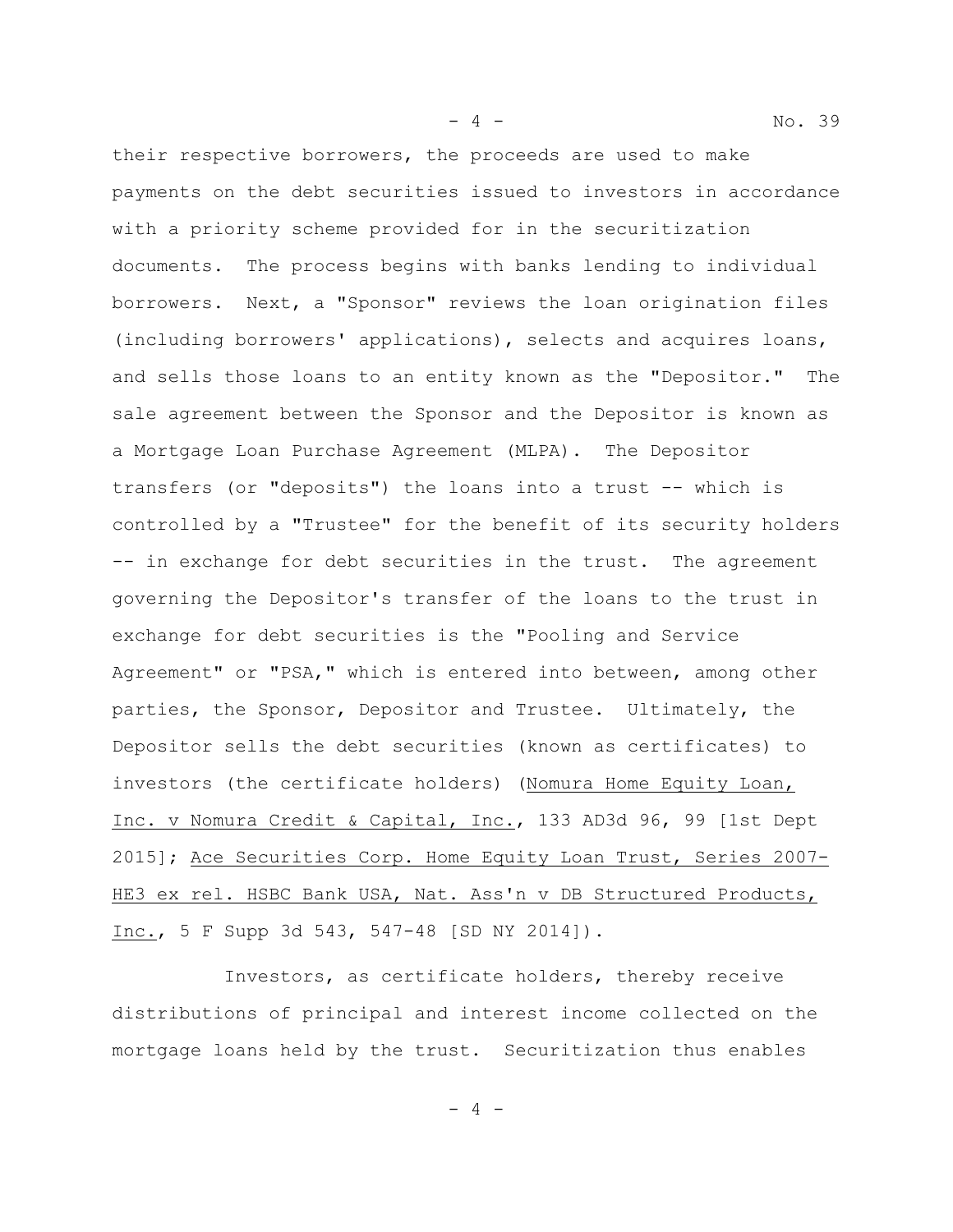their respective borrowers, the proceeds are used to make payments on the debt securities issued to investors in accordance with a priority scheme provided for in the securitization documents. The process begins with banks lending to individual borrowers. Next, a "Sponsor" reviews the loan origination files (including borrowers' applications), selects and acquires loans, and sells those loans to an entity known as the "Depositor." The sale agreement between the Sponsor and the Depositor is known as a Mortgage Loan Purchase Agreement (MLPA). The Depositor transfers (or "deposits") the loans into a trust -- which is controlled by a "Trustee" for the benefit of its security holders -- in exchange for debt securities in the trust. The agreement governing the Depositor's transfer of the loans to the trust in exchange for debt securities is the "Pooling and Service Agreement" or "PSA," which is entered into between, among other parties, the Sponsor, Depositor and Trustee. Ultimately, the Depositor sells the debt securities (known as certificates) to investors (the certificate holders) (Nomura Home Equity Loan, Inc. v Nomura Credit & Capital, Inc., 133 AD3d 96, 99 [1st Dept 2015]; Ace Securities Corp. Home Equity Loan Trust, Series 2007-HE3 ex rel. HSBC Bank USA, Nat. Ass'n v DB Structured Products, Inc., 5 F Supp 3d 543, 547-48 [SD NY 2014]).

Investors, as certificate holders, thereby receive distributions of principal and interest income collected on the mortgage loans held by the trust. Securitization thus enables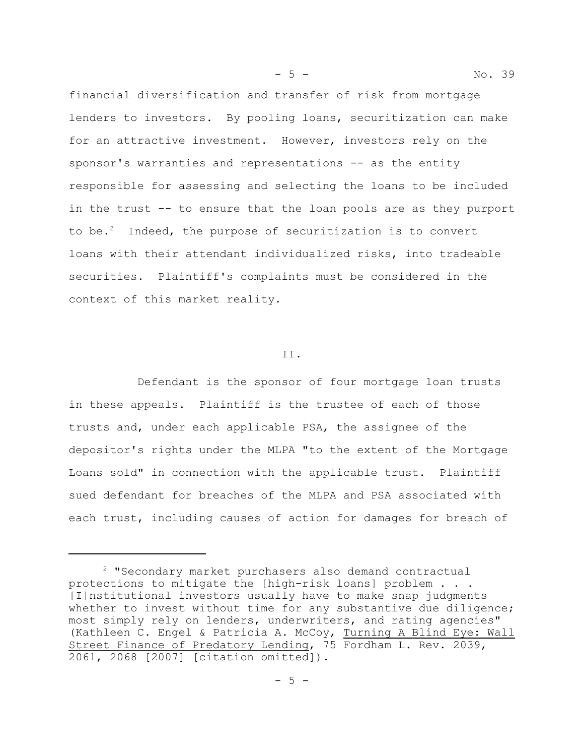financial diversification and transfer of risk from mortgage lenders to investors. By pooling loans, securitization can make for an attractive investment. However, investors rely on the sponsor's warranties and representations -- as the entity responsible for assessing and selecting the loans to be included in the trust -- to ensure that the loan pools are as they purport to be.[2] Indeed, the purpose of securitization is to convert loans with their attendant individualized risks, into tradeable securities. Plaintiff's complaints must be considered in the context of this market reality.

## II.

Defendant is the sponsor of four mortgage loan trusts in these appeals. Plaintiff is the trustee of each of those trusts and, under each applicable PSA, the assignee of the depositor's rights under the MLPA "to the extent of the Mortgage Loans sold" in connection with the applicable trust. Plaintiff sued defendant for breaches of the MLPA and PSA associated with each trust, including causes of action for damages for breach of

---

[2] "Secondary market purchasers also demand contractual protections to mitigate the [high-risk loans] problem . . . [I]nstitutional investors usually have to make snap judgments whether to invest without time for any substantive due diligence; most simply rely on lenders, underwriters, and rating agencies" (Kathleen C. Engel & Patricia A. McCoy, Turning A Blind Eye: Wall Street Finance of Predatory Lending, 75 Fordham L. Rev. 2039, 2061, 2068 [2007] [citation omitted]).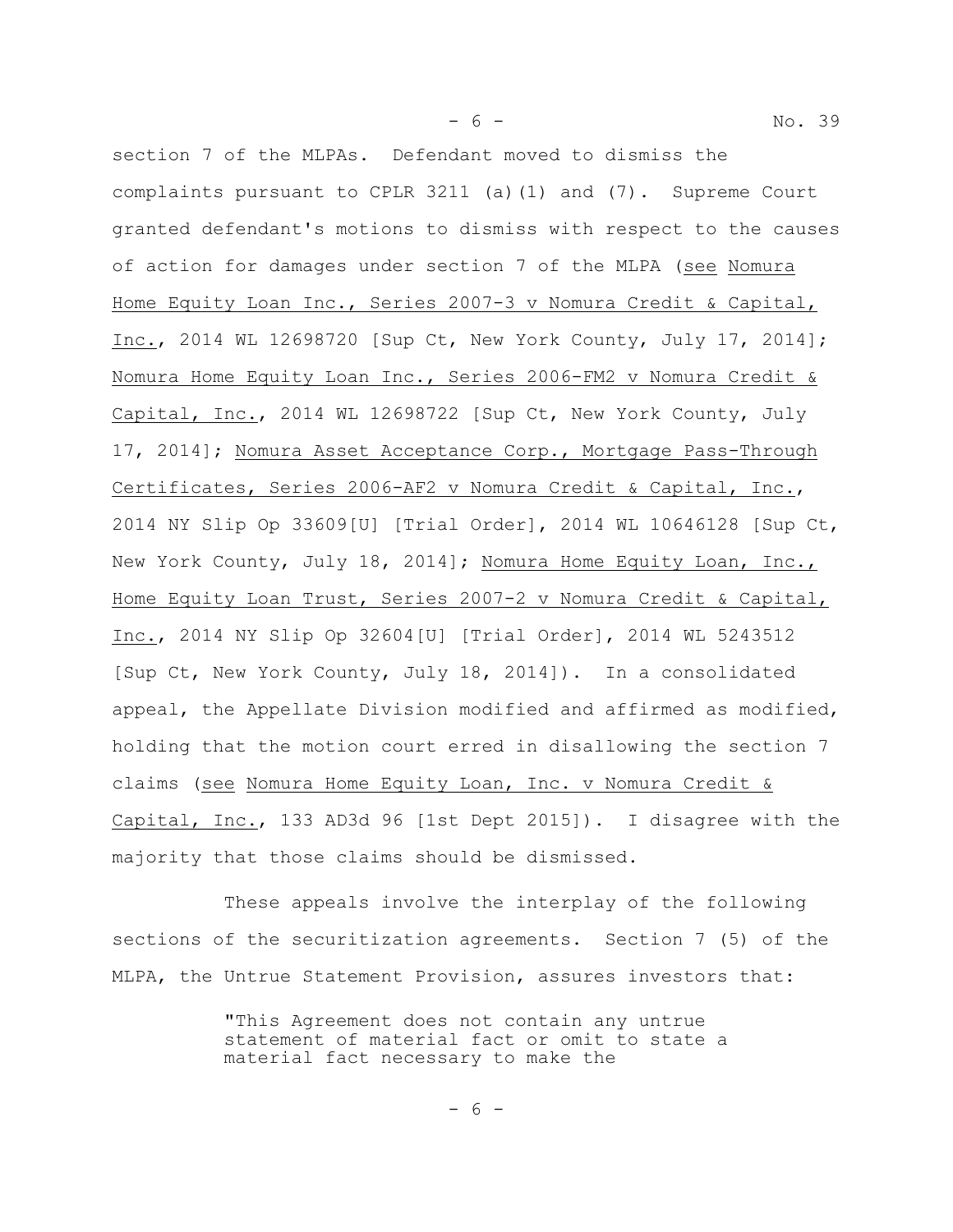section 7 of the MLPAs. Defendant moved to dismiss the complaints pursuant to CPLR 3211 (a)(1) and (7). Supreme Court granted defendant's motions to dismiss with respect to the causes of action for damages under section 7 of the MLPA (see Nomura Home Equity Loan Inc., Series 2007-3 v Nomura Credit & Capital, Inc., 2014 WL 12698720 [Sup Ct, New York County, July 17, 2014]; Nomura Home Equity Loan Inc., Series 2006-FM2 v Nomura Credit & Capital, Inc., 2014 WL 12698722 [Sup Ct, New York County, July 17, 2014]; Nomura Asset Acceptance Corp., Mortgage Pass-Through Certificates, Series 2006-AF2 v Nomura Credit & Capital, Inc., 2014 NY Slip Op 33609[U] [Trial Order], 2014 WL 10646128 [Sup Ct, New York County, July 18, 2014]; Nomura Home Equity Loan, Inc., Home Equity Loan Trust, Series 2007-2 v Nomura Credit & Capital, Inc., 2014 NY Slip Op 32604[U] [Trial Order], 2014 WL 5243512 [Sup Ct, New York County, July 18, 2014]). In a consolidated appeal, the Appellate Division modified and affirmed as modified, holding that the motion court erred in disallowing the section 7 claims (see Nomura Home Equity Loan, Inc. v Nomura Credit & Capital, Inc., 133 AD3d 96 [1st Dept 2015]). I disagree with the majority that those claims should be dismissed.

These appeals involve the interplay of the following sections of the securitization agreements. Section 7 (5) of the MLPA, the Untrue Statement Provision, assures investors that:

> "This Agreement does not contain any untrue statement of material fact or omit to state a material fact necessary to make the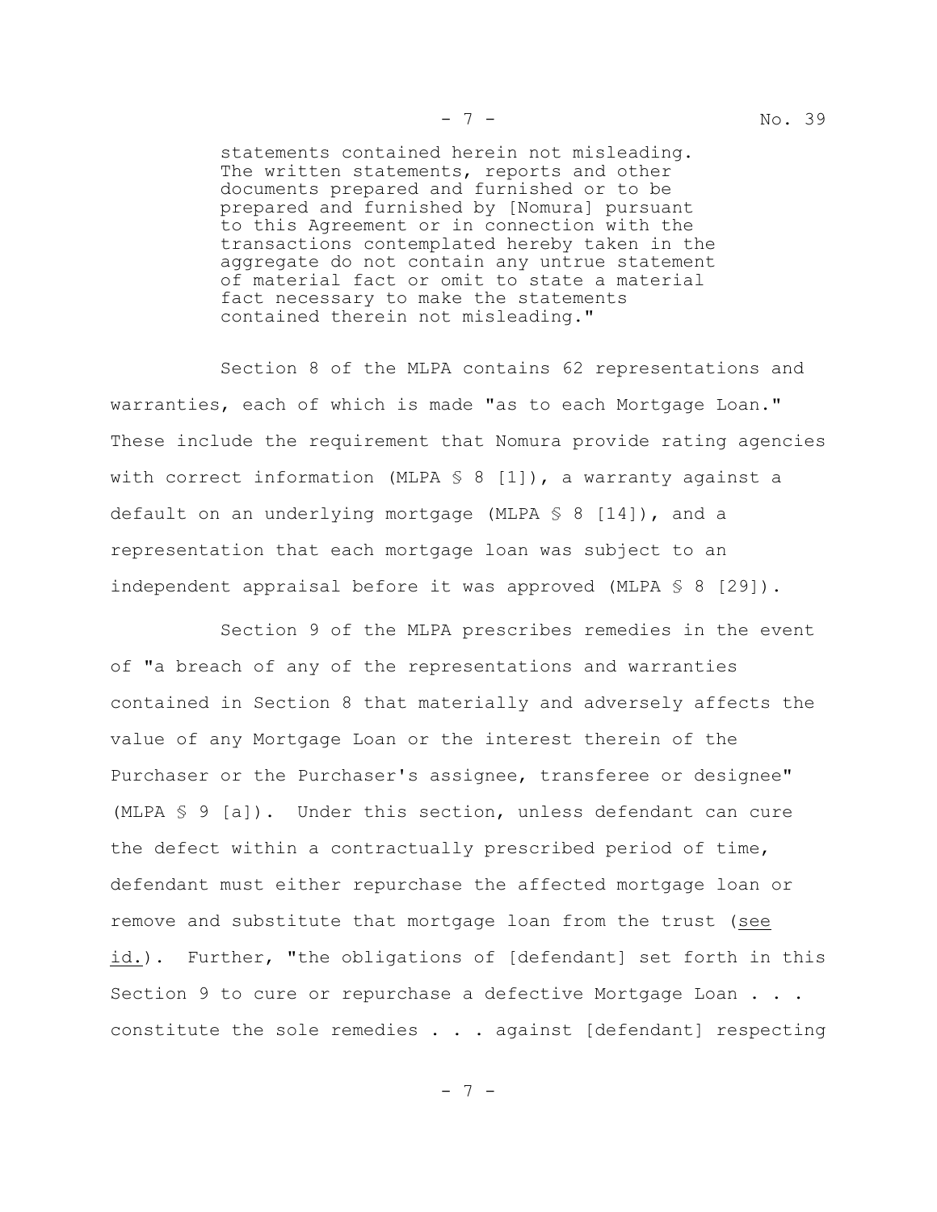> statements contained herein not misleading. The written statements, reports and other documents prepared and furnished or to be prepared and furnished by [Nomura] pursuant to this Agreement or in connection with the transactions contemplated hereby taken in the aggregate do not contain any untrue statement of material fact or omit to state a material fact necessary to make the statements contained therein not misleading."

Section 8 of the MLPA contains 62 representations and warranties, each of which is made "as to each Mortgage Loan." These include the requirement that Nomura provide rating agencies with correct information (MLPA § 8 [1]), a warranty against a default on an underlying mortgage (MLPA § 8 [14]), and a representation that each mortgage loan was subject to an independent appraisal before it was approved (MLPA § 8 [29]).

Section 9 of the MLPA prescribes remedies in the event of "a breach of any of the representations and warranties contained in Section 8 that materially and adversely affects the value of any Mortgage Loan or the interest therein of the Purchaser or the Purchaser's assignee, transferee or designee" (MLPA § 9 [a]). Under this section, unless defendant can cure the defect within a contractually prescribed period of time, defendant must either repurchase the affected mortgage loan or remove and substitute that mortgage loan from the trust (see id.). Further, "the obligations of [defendant] set forth in this Section 9 to cure or repurchase a defective Mortgage Loan . . . constitute the sole remedies . . . against [defendant] respecting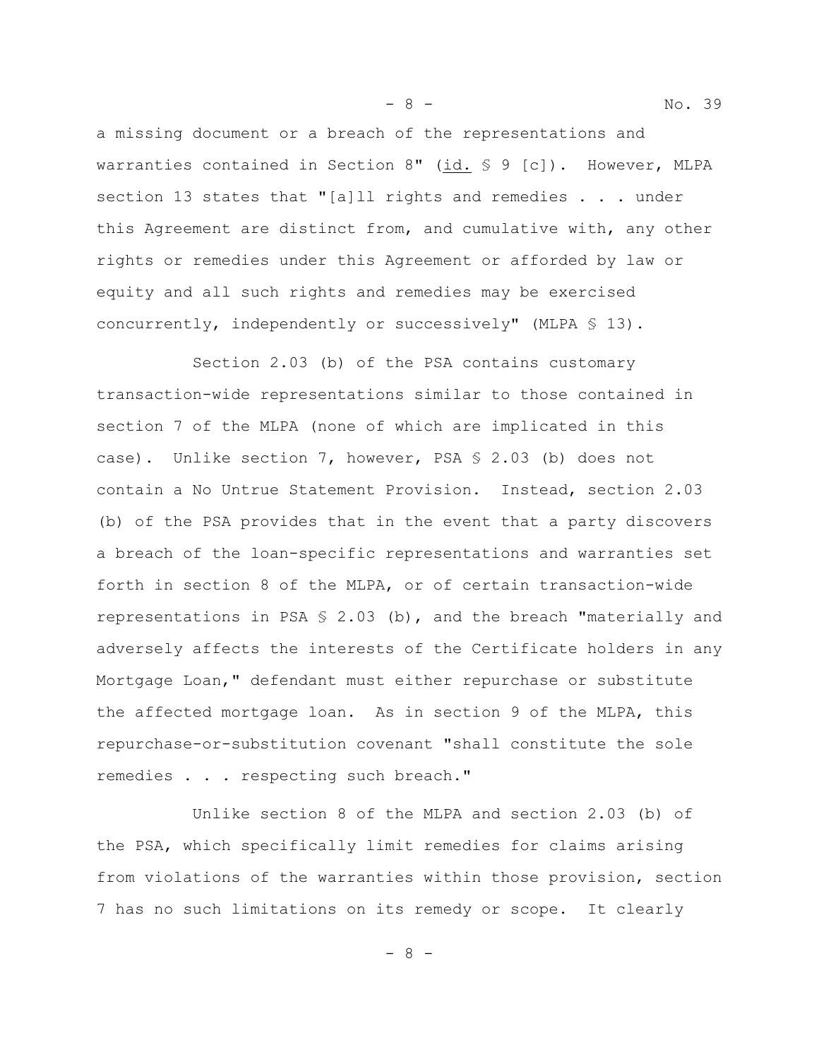a missing document or a breach of the representations and warranties contained in Section 8" (id. § 9 [c]). However, MLPA section 13 states that "[a]ll rights and remedies . . . under this Agreement are distinct from, and cumulative with, any other rights or remedies under this Agreement or afforded by law or equity and all such rights and remedies may be exercised concurrently, independently or successively" (MLPA § 13).

Section 2.03 (b) of the PSA contains customary transaction-wide representations similar to those contained in section 7 of the MLPA (none of which are implicated in this case). Unlike section 7, however, PSA § 2.03 (b) does not contain a No Untrue Statement Provision. Instead, section 2.03 (b) of the PSA provides that in the event that a party discovers a breach of the loan-specific representations and warranties set forth in section 8 of the MLPA, or of certain transaction-wide representations in PSA § 2.03 (b), and the breach "materially and adversely affects the interests of the Certificate holders in any Mortgage Loan," defendant must either repurchase or substitute the affected mortgage loan. As in section 9 of the MLPA, this repurchase-or-substitution covenant "shall constitute the sole remedies . . . respecting such breach."

Unlike section 8 of the MLPA and section 2.03 (b) of the PSA, which specifically limit remedies for claims arising from violations of the warranties within those provision, section 7 has no such limitations on its remedy or scope. It clearly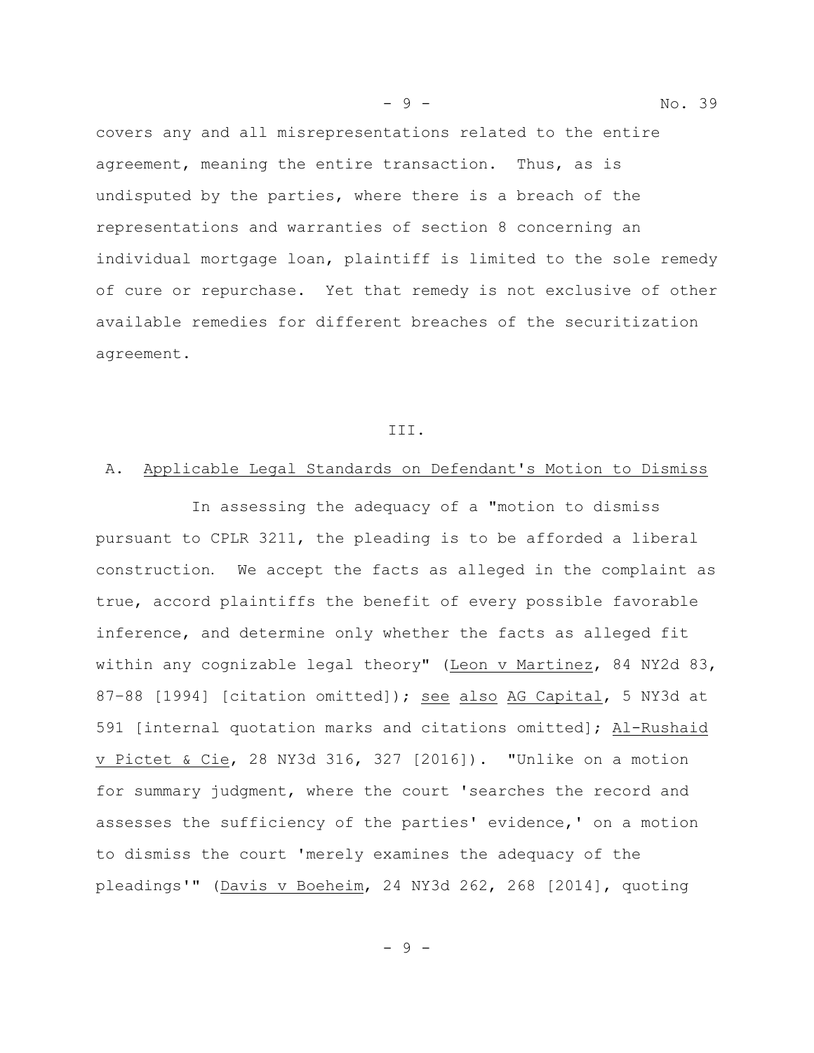covers any and all misrepresentations related to the entire agreement, meaning the entire transaction. Thus, as is undisputed by the parties, where there is a breach of the representations and warranties of section 8 concerning an individual mortgage loan, plaintiff is limited to the sole remedy of cure or repurchase. Yet that remedy is not exclusive of other available remedies for different breaches of the securitization agreement.

## III.

### A. Applicable Legal Standards on Defendant's Motion to Dismiss

In assessing the adequacy of a "motion to dismiss pursuant to CPLR 3211, the pleading is to be afforded a liberal construction. We accept the facts as alleged in the complaint as true, accord plaintiffs the benefit of every possible favorable inference, and determine only whether the facts as alleged fit within any cognizable legal theory" (Leon v Martinez, 84 NY2d 83, 87-88 [1994] [citation omitted]); see also AG Capital, 5 NY3d at 591 [internal quotation marks and citations omitted]; Al-Rushaid v Pictet & Cie, 28 NY3d 316, 327 [2016]). "Unlike on a motion for summary judgment, where the court 'searches the record and assesses the sufficiency of the parties' evidence,' on a motion to dismiss the court 'merely examines the adequacy of the pleadings'" (Davis v Boeheim, 24 NY3d 262, 268 [2014], quoting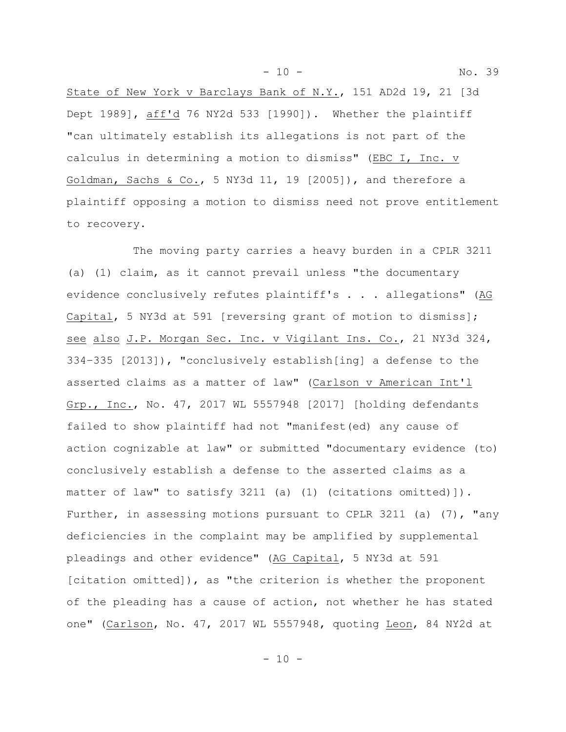State of New York v Barclays Bank of N.Y., 151 AD2d 19, 21 [3d Dept 1989], aff'd 76 NY2d 533 [1990]). Whether the plaintiff "can ultimately establish its allegations is not part of the calculus in determining a motion to dismiss" (EBC I, Inc. v Goldman, Sachs & Co., 5 NY3d 11, 19 [2005]), and therefore a plaintiff opposing a motion to dismiss need not prove entitlement to recovery.

The moving party carries a heavy burden in a CPLR 3211 (a) (1) claim, as it cannot prevail unless "the documentary evidence conclusively refutes plaintiff's . . . allegations" (AG Capital, 5 NY3d at 591 [reversing grant of motion to dismiss]; see also J.P. Morgan Sec. Inc. v Vigilant Ins. Co., 21 NY3d 324, 334-335 [2013]), "conclusively establish[ing] a defense to the asserted claims as a matter of law" (Carlson v American Int'l Grp., Inc., No. 47, 2017 WL 5557948 [2017] [holding defendants failed to show plaintiff had not "manifest(ed) any cause of action cognizable at law" or submitted "documentary evidence (to) conclusively establish a defense to the asserted claims as a matter of law" to satisfy 3211 (a) (1) (citations omitted)]). Further, in assessing motions pursuant to CPLR 3211 (a) (7), "any deficiencies in the complaint may be amplified by supplemental pleadings and other evidence" (AG Capital, 5 NY3d at 591 [citation omitted]), as "the criterion is whether the proponent of the pleading has a cause of action, not whether he has stated one" (Carlson, No. 47, 2017 WL 5557948, quoting Leon, 84 NY2d at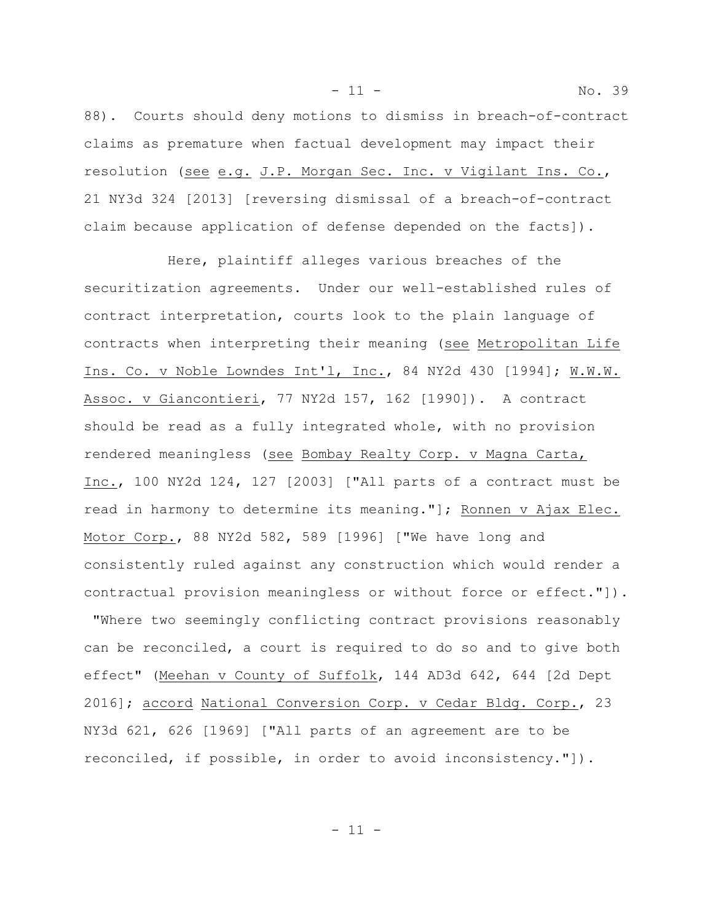88). Courts should deny motions to dismiss in breach-of-contract claims as premature when factual development may impact their resolution (see e.g. J.P. Morgan Sec. Inc. v Vigilant Ins. Co., 21 NY3d 324 [2013] [reversing dismissal of a breach-of-contract claim because application of defense depended on the facts]).

Here, plaintiff alleges various breaches of the securitization agreements. Under our well-established rules of contract interpretation, courts look to the plain language of contracts when interpreting their meaning (see Metropolitan Life Ins. Co. v Noble Lowndes Int'l, Inc., 84 NY2d 430 [1994]; W.W.W. Assoc. v Giancontieri, 77 NY2d 157, 162 [1990]). A contract should be read as a fully integrated whole, with no provision rendered meaningless (see Bombay Realty Corp. v Magna Carta, Inc., 100 NY2d 124, 127 [2003] ["All parts of a contract must be read in harmony to determine its meaning."]; Ronnen v Ajax Elec. Motor Corp., 88 NY2d 582, 589 [1996] ["We have long and consistently ruled against any construction which would render a contractual provision meaningless or without force or effect."]). "Where two seemingly conflicting contract provisions reasonably can be reconciled, a court is required to do so and to give both effect" (Meehan v County of Suffolk, 144 AD3d 642, 644 [2d Dept 2016]; accord National Conversion Corp. v Cedar Bldg. Corp., 23 NY3d 621, 626 [1969] ["All parts of an agreement are to be reconciled, if possible, in order to avoid inconsistency."]).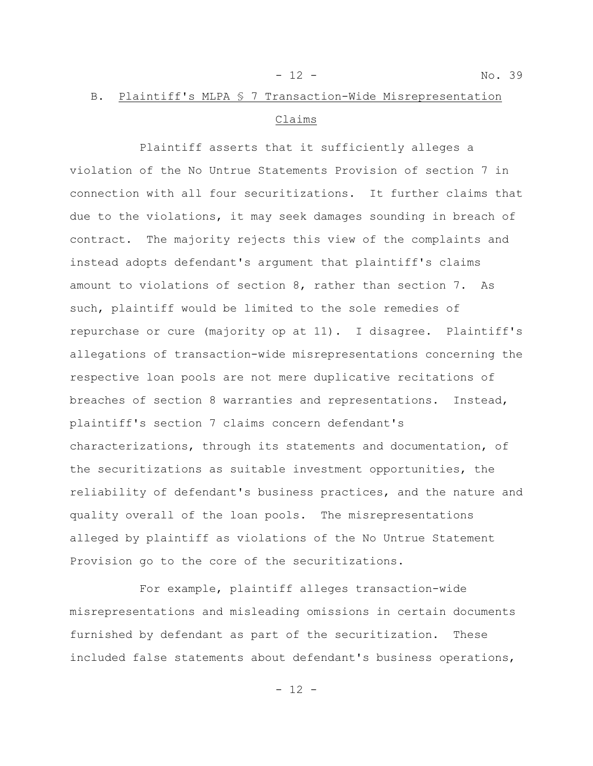B. <u>Plaintiff's MLPA § 7 Transaction-Wide Misrepresentation Claims</u>

Plaintiff asserts that it sufficiently alleges a violation of the No Untrue Statements Provision of section 7 in connection with all four securitizations. It further claims that due to the violations, it may seek damages sounding in breach of contract. The majority rejects this view of the complaints and instead adopts defendant's argument that plaintiff's claims amount to violations of section 8, rather than section 7. As such, plaintiff would be limited to the sole remedies of repurchase or cure (majority op at 11). I disagree. Plaintiff's allegations of transaction-wide misrepresentations concerning the respective loan pools are not mere duplicative recitations of breaches of section 8 warranties and representations. Instead, plaintiff's section 7 claims concern defendant's characterizations, through its statements and documentation, of the securitizations as suitable investment opportunities, the reliability of defendant's business practices, and the nature and quality overall of the loan pools. The misrepresentations alleged by plaintiff as violations of the No Untrue Statement Provision go to the core of the securitizations.

For example, plaintiff alleges transaction-wide misrepresentations and misleading omissions in certain documents furnished by defendant as part of the securitization. These included false statements about defendant's business operations,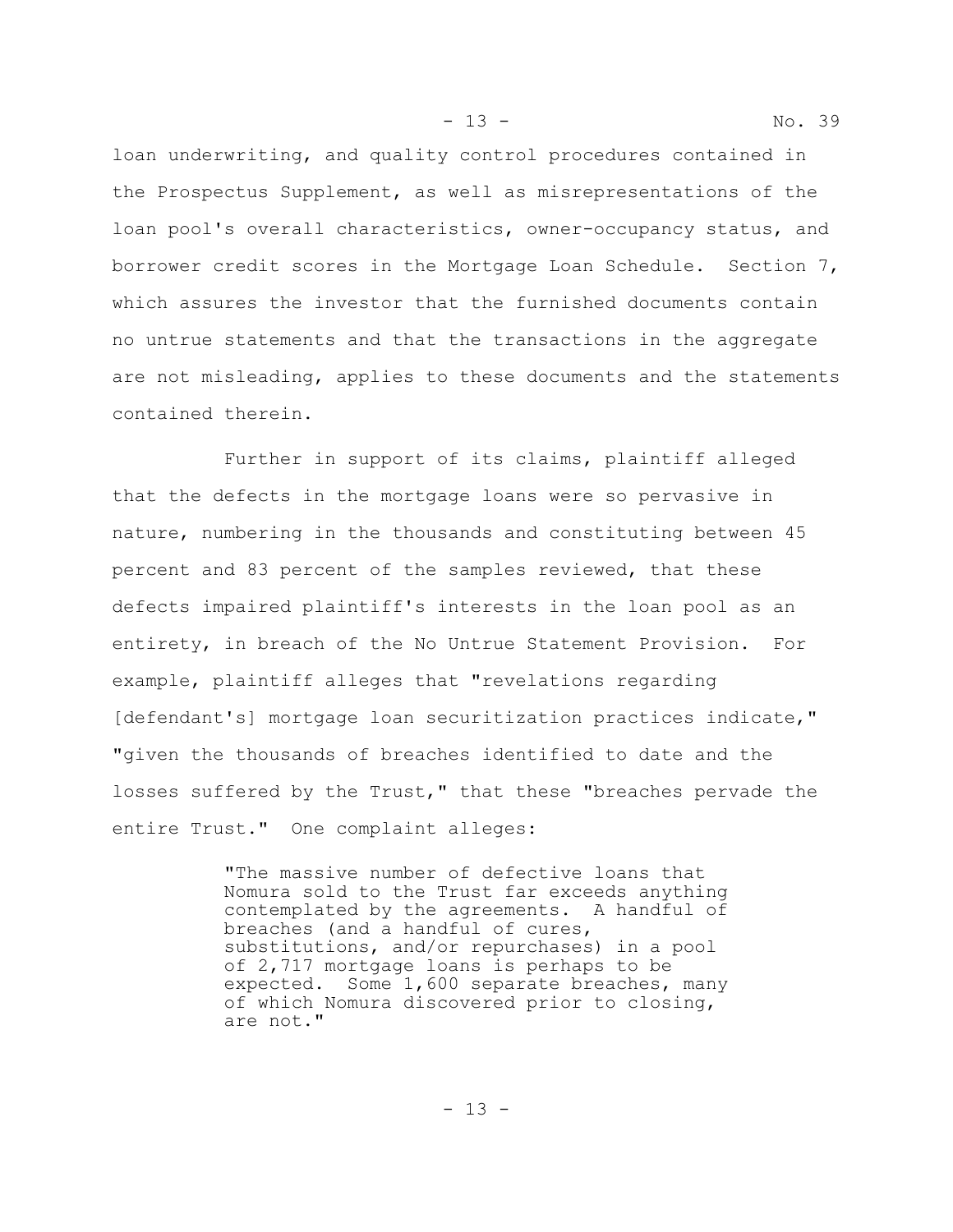loan underwriting, and quality control procedures contained in the Prospectus Supplement, as well as misrepresentations of the loan pool's overall characteristics, owner-occupancy status, and borrower credit scores in the Mortgage Loan Schedule. Section 7, which assures the investor that the furnished documents contain no untrue statements and that the transactions in the aggregate are not misleading, applies to these documents and the statements contained therein.

Further in support of its claims, plaintiff alleged that the defects in the mortgage loans were so pervasive in nature, numbering in the thousands and constituting between 45 percent and 83 percent of the samples reviewed, that these defects impaired plaintiff's interests in the loan pool as an entirety, in breach of the No Untrue Statement Provision. For example, plaintiff alleges that "revelations regarding [defendant's] mortgage loan securitization practices indicate," "given the thousands of breaches identified to date and the losses suffered by the Trust," that these "breaches pervade the entire Trust." One complaint alleges:

> "The massive number of defective loans that Nomura sold to the Trust far exceeds anything contemplated by the agreements. A handful of breaches (and a handful of cures, substitutions, and/or repurchases) in a pool of 2,717 mortgage loans is perhaps to be expected. Some 1,600 separate breaches, many of which Nomura discovered prior to closing, are not."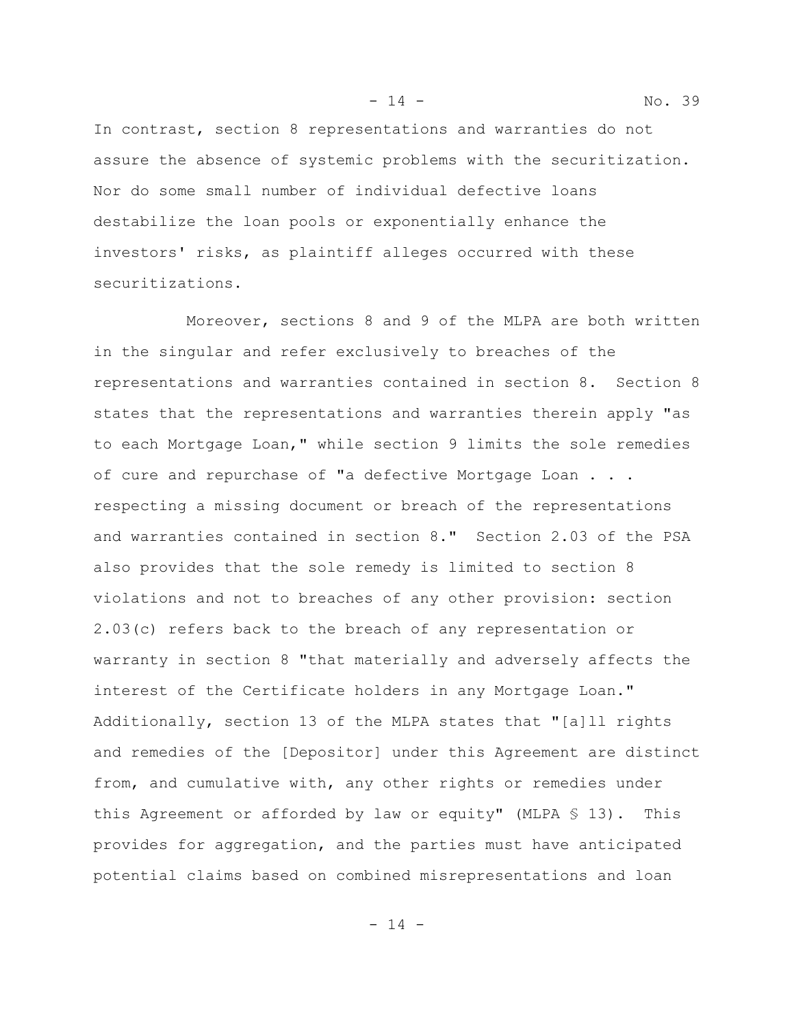In contrast, section 8 representations and warranties do not assure the absence of systemic problems with the securitization. Nor do some small number of individual defective loans destabilize the loan pools or exponentially enhance the investors' risks, as plaintiff alleges occurred with these securitizations.

Moreover, sections 8 and 9 of the MLPA are both written in the singular and refer exclusively to breaches of the representations and warranties contained in section 8. Section 8 states that the representations and warranties therein apply "as to each Mortgage Loan," while section 9 limits the sole remedies of cure and repurchase of "a defective Mortgage Loan . . . respecting a missing document or breach of the representations and warranties contained in section 8." Section 2.03 of the PSA also provides that the sole remedy is limited to section 8 violations and not to breaches of any other provision: section 2.03(c) refers back to the breach of any representation or warranty in section 8 "that materially and adversely affects the interest of the Certificate holders in any Mortgage Loan." Additionally, section 13 of the MLPA states that "[a]ll rights and remedies of the [Depositor] under this Agreement are distinct from, and cumulative with, any other rights or remedies under this Agreement or afforded by law or equity" (MLPA § 13). This provides for aggregation, and the parties must have anticipated potential claims based on combined misrepresentations and loan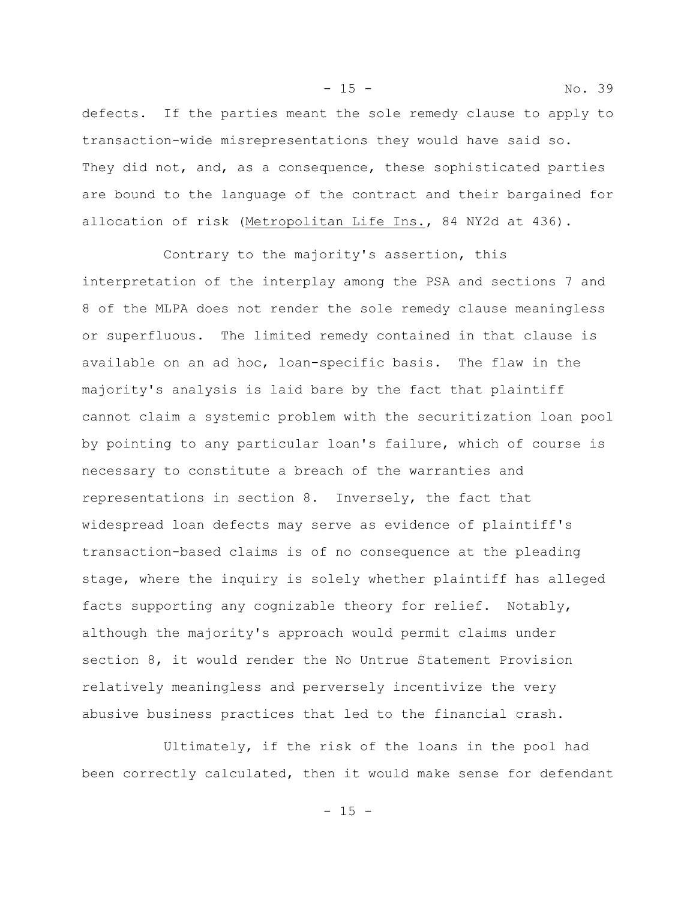defects. If the parties meant the sole remedy clause to apply to transaction-wide misrepresentations they would have said so. They did not, and, as a consequence, these sophisticated parties are bound to the language of the contract and their bargained for allocation of risk (Metropolitan Life Ins., 84 NY2d at 436).

Contrary to the majority's assertion, this interpretation of the interplay among the PSA and sections 7 and 8 of the MLPA does not render the sole remedy clause meaningless or superfluous. The limited remedy contained in that clause is available on an ad hoc, loan-specific basis. The flaw in the majority's analysis is laid bare by the fact that plaintiff cannot claim a systemic problem with the securitization loan pool by pointing to any particular loan's failure, which of course is necessary to constitute a breach of the warranties and representations in section 8. Inversely, the fact that widespread loan defects may serve as evidence of plaintiff's transaction-based claims is of no consequence at the pleading stage, where the inquiry is solely whether plaintiff has alleged facts supporting any cognizable theory for relief. Notably, although the majority's approach would permit claims under section 8, it would render the No Untrue Statement Provision relatively meaningless and perversely incentivize the very abusive business practices that led to the financial crash.

Ultimately, if the risk of the loans in the pool had been correctly calculated, then it would make sense for defendant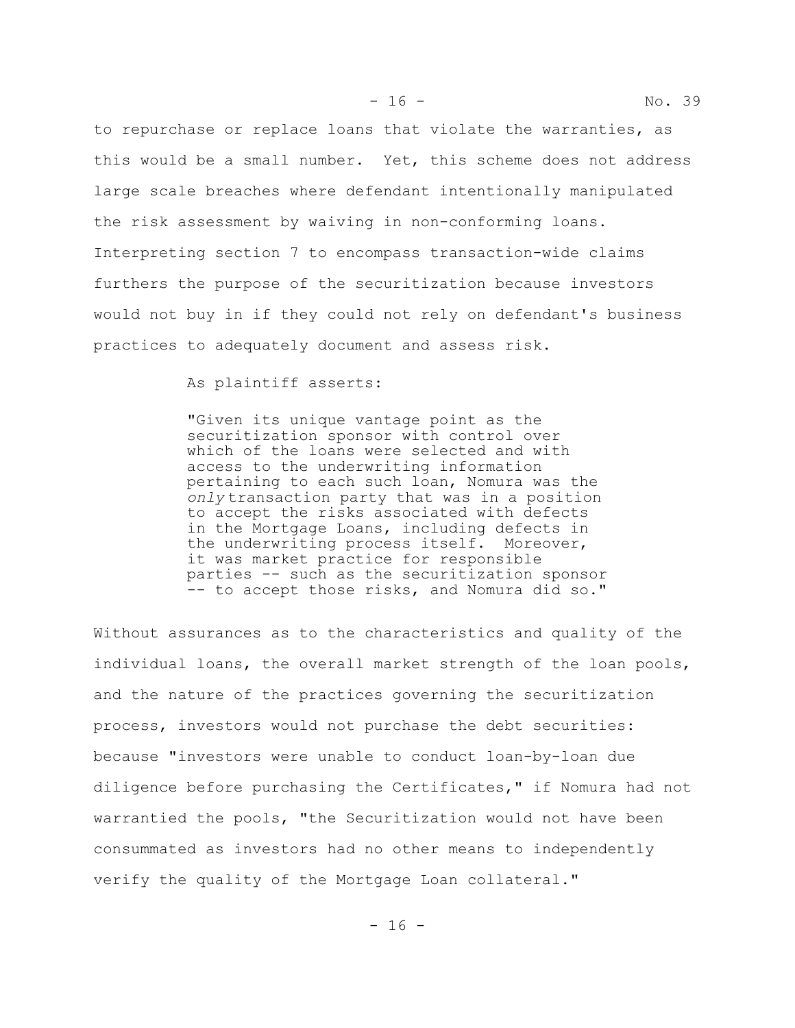to repurchase or replace loans that violate the warranties, as this would be a small number. Yet, this scheme does not address large scale breaches where defendant intentionally manipulated the risk assessment by waiving in non-conforming loans. Interpreting section 7 to encompass transaction-wide claims furthers the purpose of the securitization because investors would not buy in if they could not rely on defendant's business practices to adequately document and assess risk.

As plaintiff asserts:

> "Given its unique vantage point as the securitization sponsor with control over which of the loans were selected and with access to the underwriting information pertaining to each such loan, Nomura was the *only* transaction party that was in a position to accept the risks associated with defects in the Mortgage Loans, including defects in the underwriting process itself. Moreover, it was market practice for responsible parties -- such as the securitization sponsor -- to accept those risks, and Nomura did so."

Without assurances as to the characteristics and quality of the individual loans, the overall market strength of the loan pools, and the nature of the practices governing the securitization process, investors would not purchase the debt securities: because "investors were unable to conduct loan-by-loan due diligence before purchasing the Certificates," if Nomura had not warrantied the pools, "the Securitization would not have been consummated as investors had no other means to independently verify the quality of the Mortgage Loan collateral."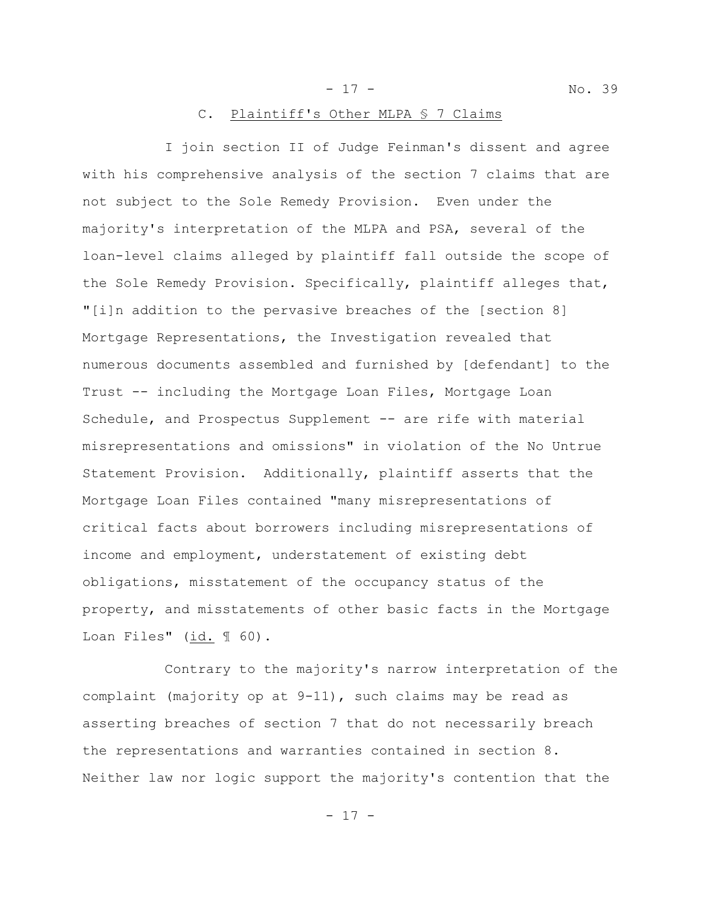### C. Plaintiff's Other MLPA § 7 Claims

I join section II of Judge Feinman's dissent and agree with his comprehensive analysis of the section 7 claims that are not subject to the Sole Remedy Provision. Even under the majority's interpretation of the MLPA and PSA, several of the loan-level claims alleged by plaintiff fall outside the scope of the Sole Remedy Provision. Specifically, plaintiff alleges that, "[i]n addition to the pervasive breaches of the [section 8] Mortgage Representations, the Investigation revealed that numerous documents assembled and furnished by [defendant] to the Trust -- including the Mortgage Loan Files, Mortgage Loan Schedule, and Prospectus Supplement -- are rife with material misrepresentations and omissions" in violation of the No Untrue Statement Provision. Additionally, plaintiff asserts that the Mortgage Loan Files contained "many misrepresentations of critical facts about borrowers including misrepresentations of income and employment, understatement of existing debt obligations, misstatement of the occupancy status of the property, and misstatements of other basic facts in the Mortgage Loan Files" (id. ¶ 60).

Contrary to the majority's narrow interpretation of the complaint (majority op at 9-11), such claims may be read as asserting breaches of section 7 that do not necessarily breach the representations and warranties contained in section 8. Neither law nor logic support the majority's contention that the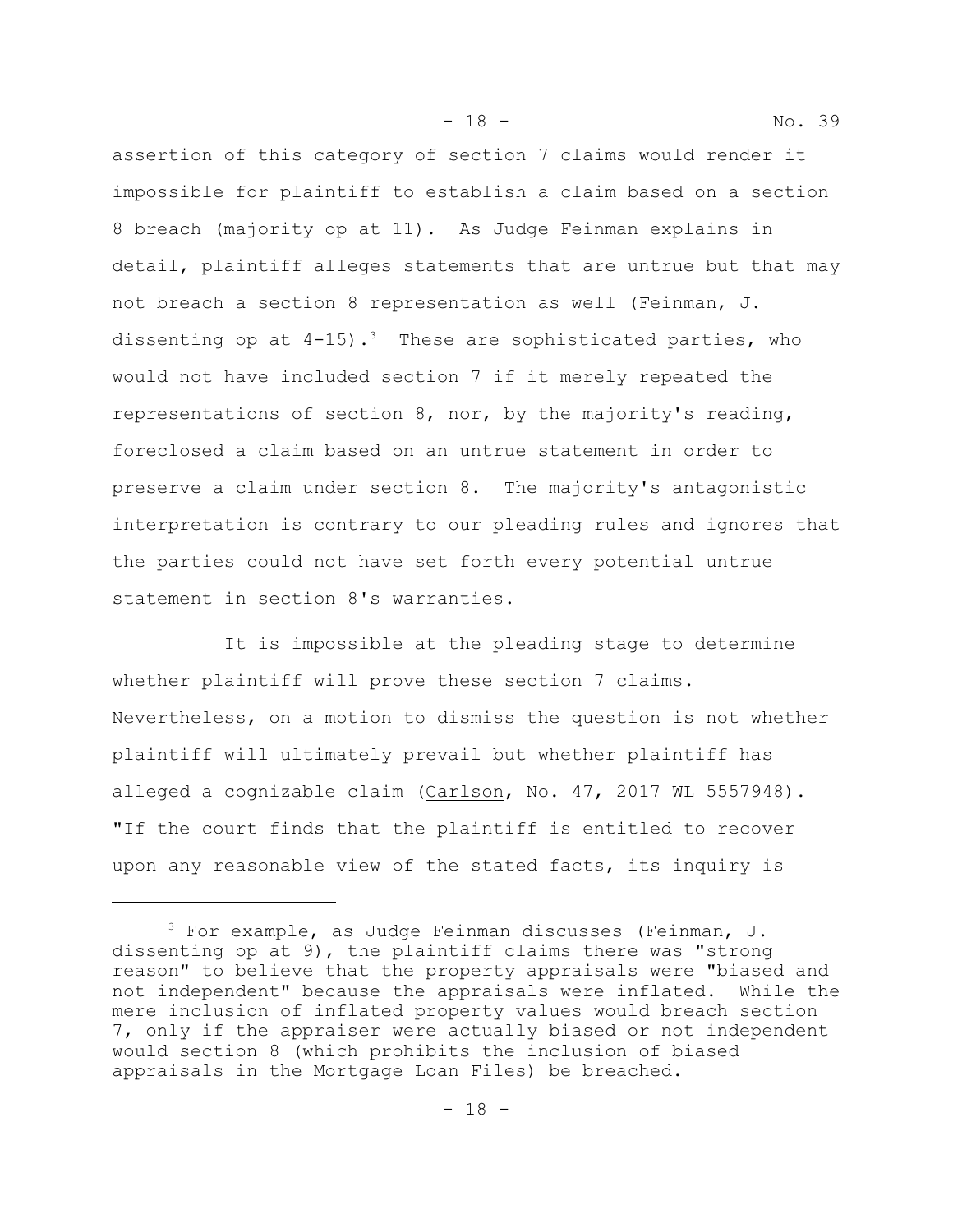assertion of this category of section 7 claims would render it impossible for plaintiff to establish a claim based on a section 8 breach (majority op at 11). As Judge Feinman explains in detail, plaintiff alleges statements that are untrue but that may not breach a section 8 representation as well (Feinman, J. dissenting op at 4-15).[3] These are sophisticated parties, who would not have included section 7 if it merely repeated the representations of section 8, nor, by the majority's reading, foreclosed a claim based on an untrue statement in order to preserve a claim under section 8. The majority's antagonistic interpretation is contrary to our pleading rules and ignores that the parties could not have set forth every potential untrue statement in section 8's warranties.

It is impossible at the pleading stage to determine whether plaintiff will prove these section 7 claims. Nevertheless, on a motion to dismiss the question is not whether plaintiff will ultimately prevail but whether plaintiff has alleged a cognizable claim (Carlson, No. 47, 2017 WL 5557948). "If the court finds that the plaintiff is entitled to recover upon any reasonable view of the stated facts, its inquiry is

---

[3] For example, as Judge Feinman discusses (Feinman, J. dissenting op at 9), the plaintiff claims there was "strong reason" to believe that the property appraisals were "biased and not independent" because the appraisals were inflated. While the mere inclusion of inflated property values would breach section 7, only if the appraiser were actually biased or not independent would section 8 (which prohibits the inclusion of biased appraisals in the Mortgage Loan Files) be breached.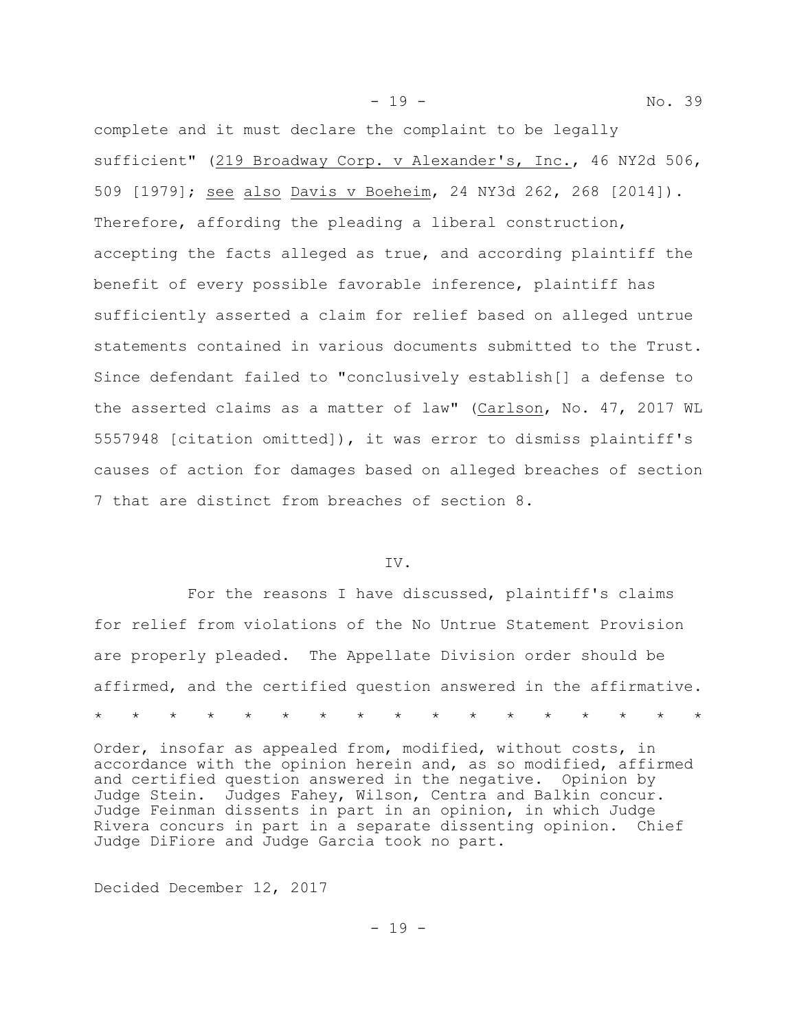complete and it must declare the complaint to be legally sufficient" (219 Broadway Corp. v Alexander's, Inc., 46 NY2d 506, 509 [1979]; see also Davis v Boeheim, 24 NY3d 262, 268 [2014]). Therefore, affording the pleading a liberal construction, accepting the facts alleged as true, and according plaintiff the benefit of every possible favorable inference, plaintiff has sufficiently asserted a claim for relief based on alleged untrue statements contained in various documents submitted to the Trust. Since defendant failed to "conclusively establish[] a defense to the asserted claims as a matter of law" (Carlson, No. 47, 2017 WL 5557948 [citation omitted]), it was error to dismiss plaintiff's causes of action for damages based on alleged breaches of section 7 that are distinct from breaches of section 8.

IV.

For the reasons I have discussed, plaintiff's claims for relief from violations of the No Untrue Statement Provision are properly pleaded. The Appellate Division order should be affirmed, and the certified question answered in the affirmative.

* * * * * * * * * * * * * * * * *

Order, insofar as appealed from, modified, without costs, in accordance with the opinion herein and, as so modified, affirmed and certified question answered in the negative. Opinion by Judge Stein. Judges Fahey, Wilson, Centra and Balkin concur. Judge Feinman dissents in part in an opinion, in which Judge Rivera concurs in part in a separate dissenting opinion. Chief Judge DiFiore and Judge Garcia took no part.

Decided December 12, 2017